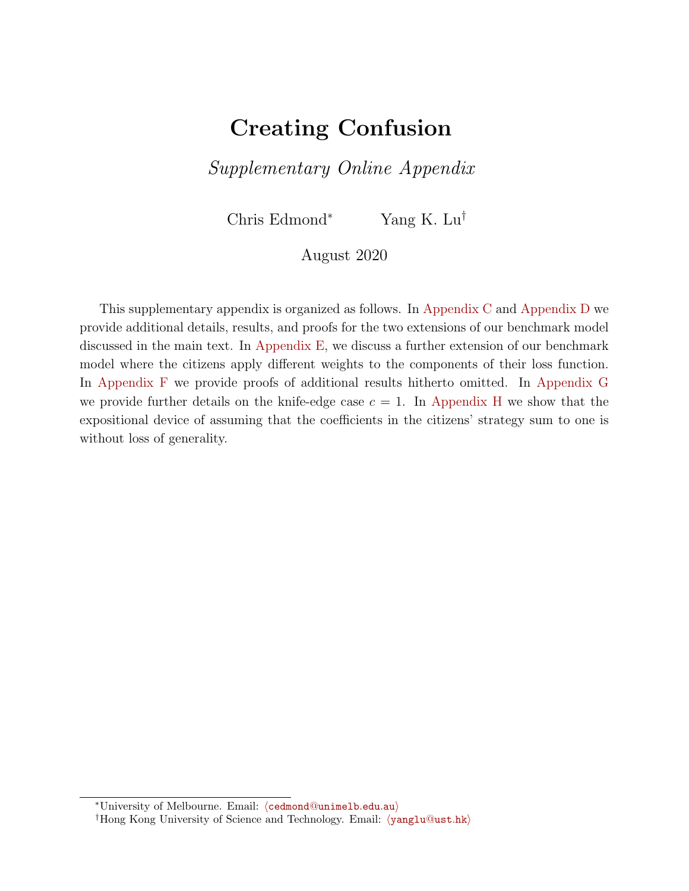# Creating Confusion

*Supplementary Online Appendix*

Chris Edmond[*] Yang K. Lu[†]

August 2020

This supplementary appendix is organized as follows. In Appendix C and Appendix D we provide additional details, results, and proofs for the two extensions of our benchmark model discussed in the main text. In Appendix E, we discuss a further extension of our benchmark model where the citizens apply different weights to the components of their loss function. In Appendix F we provide proofs of additional results hitherto omitted. In Appendix G we provide further details on the knife-edge case $c = 1$. In Appendix H we show that the expositional device of assuming that the coefficients in the citizens' strategy sum to one is without loss of generality.

[*] University of Melbourne. Email: ⟨cedmond@unimelb.edu.au⟩

[†] Hong Kong University of Science and Technology. Email: ⟨yanglu@ust.hk⟩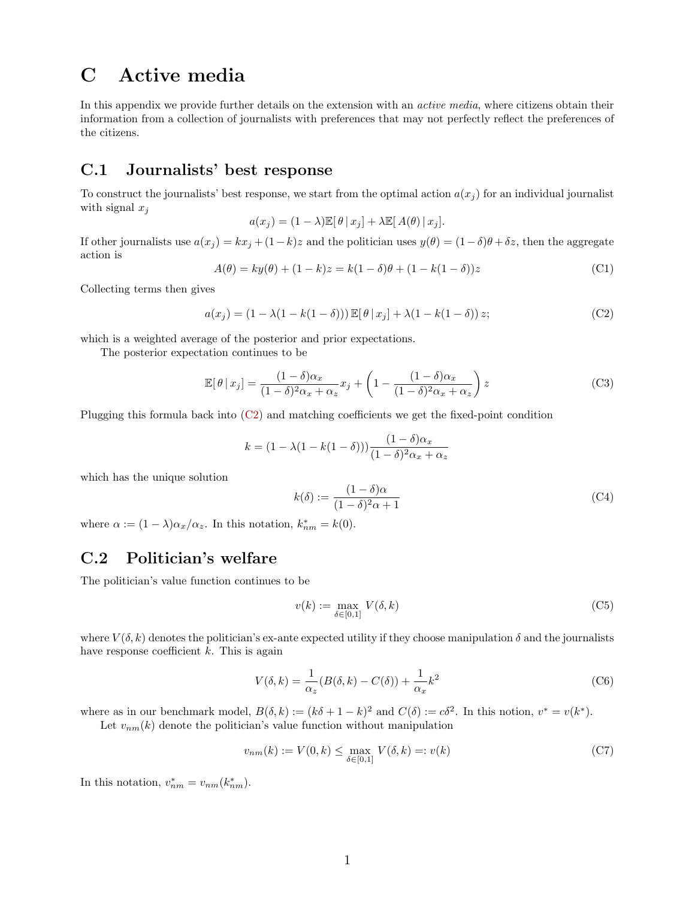# C Active media

In this appendix we provide further details on the extension with an *active media*, where citizens obtain their information from a collection of journalists with preferences that may not perfectly reflect the preferences of the citizens.

## C.1 Journalists' best response

To construct the journalists' best response, we start from the optimal action $a(x_j)$ for an individual journalist with signal $x_j$

$$a(x_j) = (1-\lambda)\mathbb{E}[\,\theta\,|\,x_j\,] + \lambda\mathbb{E}[\,A(\theta)\,|\,x_j].$$

If other journalists use $a(x_j) = kx_j + (1-k)z$ and the politician uses $y(\theta) = (1-\delta)\theta + \delta z$, then the aggregate action is

$$A(\theta) = ky(\theta) + (1-k)z = k(1-\delta)\theta + (1-k(1-\delta))z \tag{C1}$$

Collecting terms then gives

$$a(x_j) = (1-\lambda(1-k(1-\delta)))\,\mathbb{E}[\,\theta\,|\,x_j\,] + \lambda(1-k(1-\delta))\,z; \tag{C2}$$

which is a weighted average of the posterior and prior expectations.

The posterior expectation continues to be

$$\mathbb{E}[\,\theta\,|\,x_j\,] = \frac{(1-\delta)\alpha_x}{(1-\delta)^2\alpha_x + \alpha_z}x_j + \left(1 - \frac{(1-\delta)\alpha_x}{(1-\delta)^2\alpha_x + \alpha_z}\right)z \tag{C3}$$

Plugging this formula back into (C2) and matching coefficients we get the fixed-point condition

$$k = (1-\lambda(1-k(1-\delta)))\frac{(1-\delta)\alpha_x}{(1-\delta)^2\alpha_x + \alpha_z}$$

which has the unique solution

$$k(\delta) := \frac{(1-\delta)\alpha}{(1-\delta)^2\alpha + 1} \tag{C4}$$

where $\alpha := (1-\lambda)\alpha_x/\alpha_z$. In this notation, $k^*_{nm} = k(0)$.

## C.2 Politician's welfare

The politician's value function continues to be

$$v(k) := \max_{\delta\in[0,1]} V(\delta, k) \tag{C5}$$

where $V(\delta, k)$ denotes the politician's ex-ante expected utility if they choose manipulation $\delta$ and the journalists have response coefficient $k$. This is again

$$V(\delta, k) = \frac{1}{\alpha_z}(B(\delta, k) - C(\delta)) + \frac{1}{\alpha_x}k^2 \tag{C6}$$

where as in our benchmark model, $B(\delta, k) := (k\delta + 1 - k)^2$ and $C(\delta) := c\delta^2$. In this notion, $v^* = v(k^*)$.

Let $v_{nm}(k)$ denote the politician's value function without manipulation

$$v_{nm}(k) := V(0, k) \leq \max_{\delta\in[0,1]} V(\delta, k) =: v(k) \tag{C7}$$

In this notation, $v^*_{nm} = v_{nm}(k^*_{nm})$.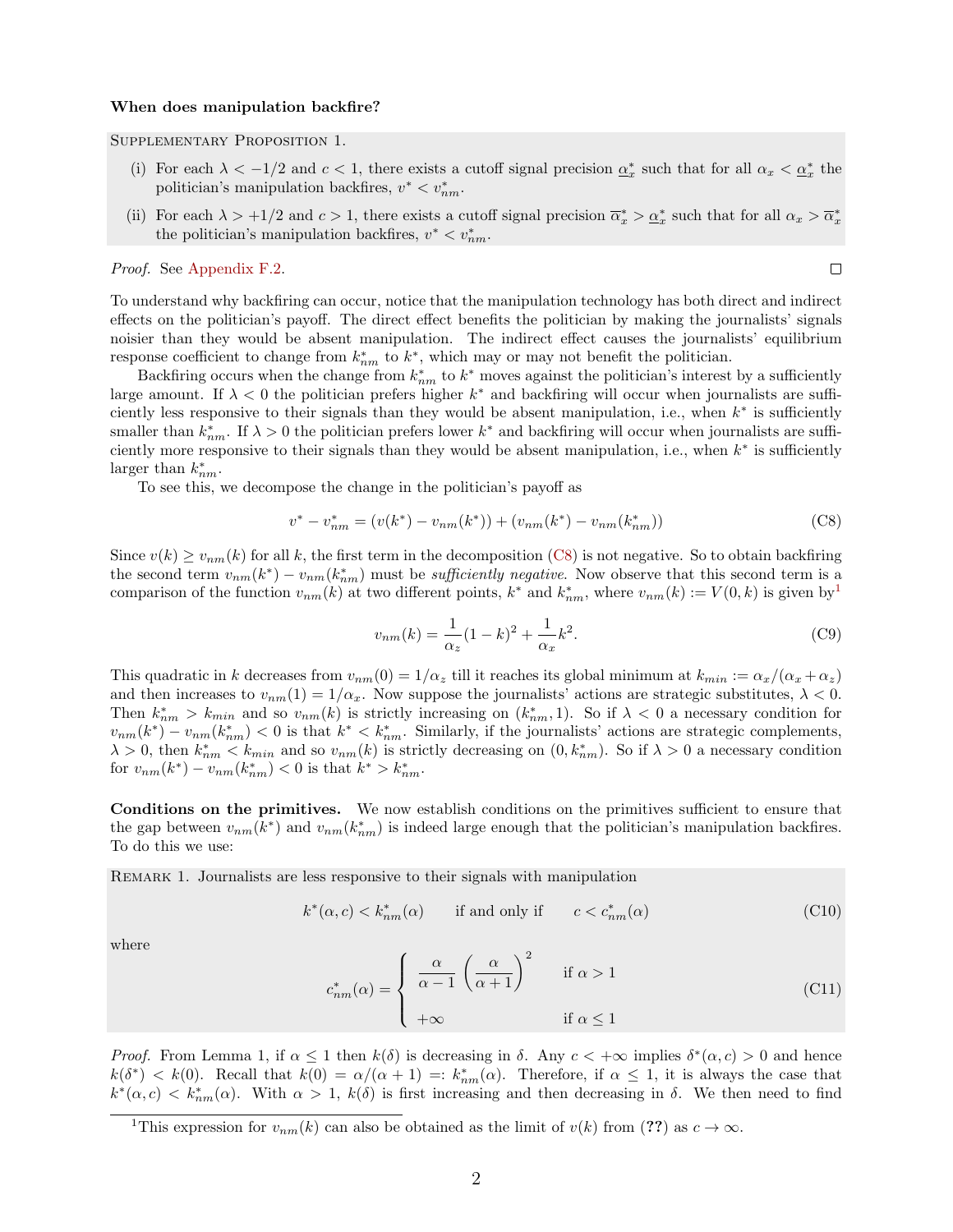**When does manipulation backfire?**

Supplementary Proposition 1.

(i) For each $\lambda < -1/2$ and $c < 1$, there exists a cutoff signal precision $\underline{\alpha}_x^*$ such that for all $\alpha_x < \underline{\alpha}_x^*$ the politician's manipulation backfires, $v^* < v^*_{nm}$.

(ii) For each $\lambda > +1/2$ and $c > 1$, there exists a cutoff signal precision $\overline{\alpha}_x^* > \underline{\alpha}_x^*$ such that for all $\alpha_x > \overline{\alpha}_x^*$ the politician's manipulation backfires, $v^* < v^*_{nm}$.

*Proof.* See Appendix F.2. □

To understand why backfiring can occur, notice that the manipulation technology has both direct and indirect effects on the politician's payoff. The direct effect benefits the politician by making the journalists' signals noisier than they would be absent manipulation. The indirect effect causes the journalists' equilibrium response coefficient to change from $k^*_{nm}$ to $k^*$, which may or may not benefit the politician.

Backfiring occurs when the change from $k^*_{nm}$ to $k^*$ moves against the politician's interest by a sufficiently large amount. If $\lambda < 0$ the politician prefers higher $k^*$ and backfiring will occur when journalists are sufficiently less responsive to their signals than they would be absent manipulation, i.e., when $k^*$ is sufficiently smaller than $k^*_{nm}$. If $\lambda > 0$ the politician prefers lower $k^*$ and backfiring will occur when journalists are sufficiently more responsive to their signals than they would be absent manipulation, i.e., when $k^*$ is sufficiently larger than $k^*_{nm}$.

To see this, we decompose the change in the politician's payoff as

$$v^* - v^*_{nm} = (v(k^*) - v_{nm}(k^*)) + (v_{nm}(k^*) - v_{nm}(k^*_{nm})) \tag{C8}$$

Since $v(k) \geq v_{nm}(k)$ for all $k$, the first term in the decomposition (C8) is not negative. So to obtain backfiring the second term $v_{nm}(k^*) - v_{nm}(k^*_{nm})$ must be *sufficiently negative*. Now observe that this second term is a comparison of the function $v_{nm}(k)$ at two different points, $k^*$ and $k^*_{nm}$, where $v_{nm}(k) := V(0, k)$ is given by[1]

$$v_{nm}(k) = \frac{1}{\alpha_z}(1-k)^2 + \frac{1}{\alpha_x}k^2. \tag{C9}$$

This quadratic in $k$ decreases from $v_{nm}(0) = 1/\alpha_z$ till it reaches its global minimum at $k_{min} := \alpha_x/(\alpha_x + \alpha_z)$ and then increases to $v_{nm}(1) = 1/\alpha_x$. Now suppose the journalists' actions are strategic substitutes, $\lambda < 0$. Then $k^*_{nm} > k_{min}$ and so $v_{nm}(k)$ is strictly increasing on $(k^*_{nm}, 1)$. So if $\lambda < 0$ a necessary condition for $v_{nm}(k^*) - v_{nm}(k^*_{nm}) < 0$ is that $k^* < k^*_{nm}$. Similarly, if the journalists' actions are strategic complements, $\lambda > 0$, then $k^*_{nm} < k_{min}$ and so $v_{nm}(k)$ is strictly decreasing on $(0, k^*_{nm})$. So if $\lambda > 0$ a necessary condition for $v_{nm}(k^*) - v_{nm}(k^*_{nm}) < 0$ is that $k^* > k^*_{nm}$.

**Conditions on the primitives.** We now establish conditions on the primitives sufficient to ensure that the gap between $v_{nm}(k^*)$ and $v_{nm}(k^*_{nm})$ is indeed large enough that the politician's manipulation backfires. To do this we use:

Remark 1. Journalists are less responsive to their signals with manipulation

$$k^*(\alpha, c) < k^*_{nm}(\alpha) \qquad \text{if and only if} \qquad c < c^*_{nm}(\alpha) \tag{C10}$$

where

$$c^*_{nm}(\alpha) = \begin{cases} \dfrac{\alpha}{\alpha - 1}\left(\dfrac{\alpha}{\alpha+1}\right)^2 & \text{if } \alpha > 1 \\[2ex] +\infty & \text{if } \alpha \leq 1 \end{cases} \tag{C11}$$

*Proof.* From Lemma 1, if $\alpha \leq 1$ then $k(\delta)$ is decreasing in $\delta$. Any $c < +\infty$ implies $\delta^*(\alpha, c) > 0$ and hence $k(\delta^*) < k(0)$. Recall that $k(0) = \alpha/(\alpha + 1) =: k^*_{nm}(\alpha)$. Therefore, if $\alpha \leq 1$, it is always the case that $k^*(\alpha, c) < k^*_{nm}(\alpha)$. With $\alpha > 1$, $k(\delta)$ is first increasing and then decreasing in $\delta$. We then need to find

[1] This expression for $v_{nm}(k)$ can also be obtained as the limit of $v(k)$ from (??) as $c \to \infty$.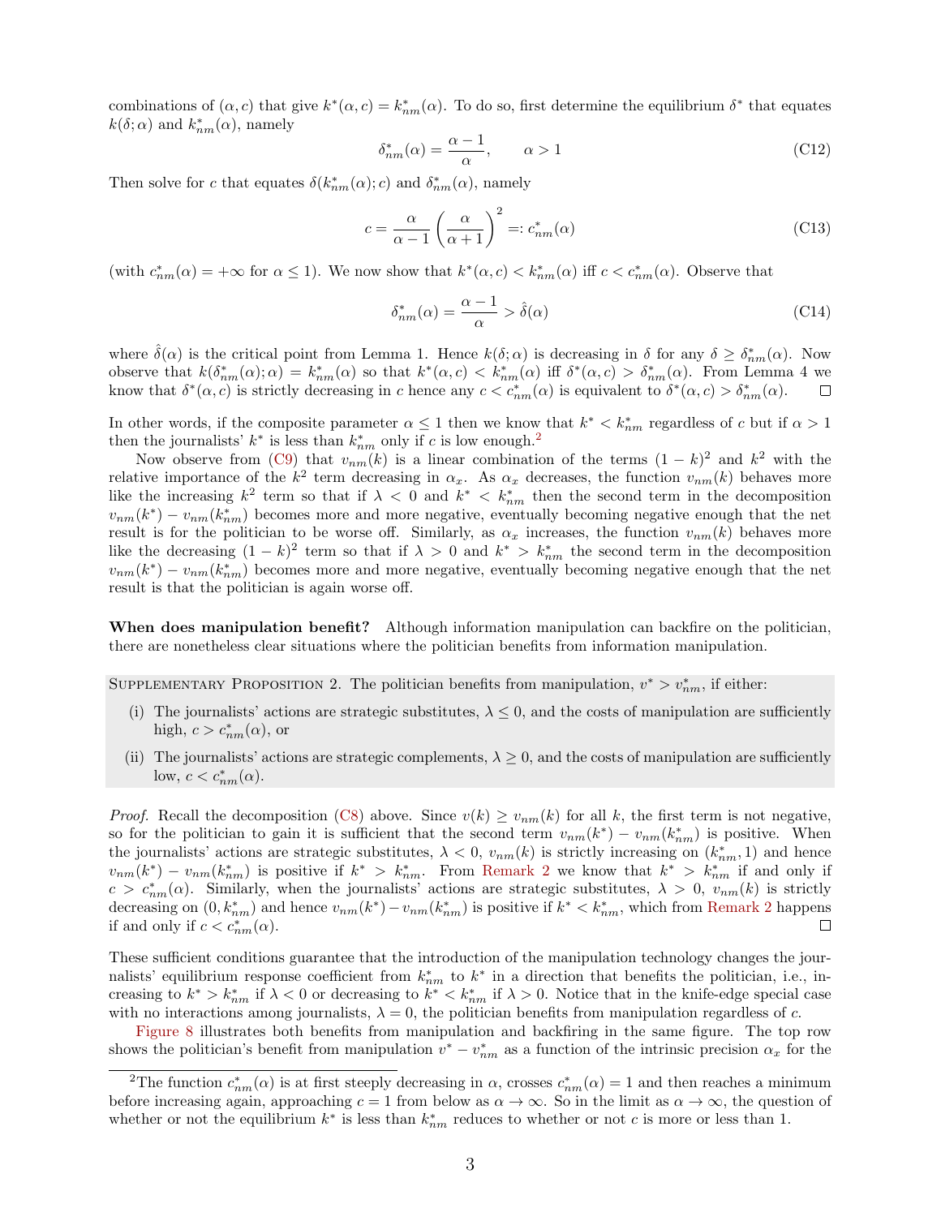combinations of $(\alpha, c)$ that give $k^*(\alpha, c) = k^*_{nm}(\alpha)$. To do so, first determine the equilibrium $\delta^*$ that equates $k(\delta; \alpha)$ and $k^*_{nm}(\alpha)$, namely

$$\delta^*_{nm}(\alpha) = \frac{\alpha - 1}{\alpha}, \qquad \alpha > 1 \tag{C12}$$

Then solve for $c$ that equates $\delta(k^*_{nm}(\alpha); c)$ and $\delta^*_{nm}(\alpha)$, namely

$$c = \frac{\alpha}{\alpha - 1}\left(\frac{\alpha}{\alpha + 1}\right)^2 =: c^*_{nm}(\alpha) \tag{C13}$$

(with $c^*_{nm}(\alpha) = +\infty$ for $\alpha \leq 1$). We now show that $k^*(\alpha, c) < k^*_{nm}(\alpha)$ iff $c < c^*_{nm}(\alpha)$. Observe that

$$\delta^*_{nm}(\alpha) = \frac{\alpha - 1}{\alpha} > \hat{\delta}(\alpha) \tag{C14}$$

where $\hat{\delta}(\alpha)$ is the critical point from Lemma 1. Hence $k(\delta; \alpha)$ is decreasing in $\delta$ for any $\delta \geq \delta^*_{nm}(\alpha)$. Now observe that $k(\delta^*_{nm}(\alpha); \alpha) = k^*_{nm}(\alpha)$ so that $k^*(\alpha, c) < k^*_{nm}(\alpha)$ iff $\delta^*(\alpha, c) > \delta^*_{nm}(\alpha)$. From Lemma 4 we know that $\delta^*(\alpha, c)$ is strictly decreasing in $c$ hence any $c < c^*_{nm}(\alpha)$ is equivalent to $\delta^*(\alpha, c) > \delta^*_{nm}(\alpha)$. ☐

In other words, if the composite parameter $\alpha \leq 1$ then we know that $k^* < k^*_{nm}$ regardless of $c$ but if $\alpha > 1$ then the journalists' $k^*$ is less than $k^*_{nm}$ only if $c$ is low enough.[2]

Now observe from (C9) that $v_{nm}(k)$ is a linear combination of the terms $(1-k)^2$ and $k^2$ with the relative importance of the $k^2$ term decreasing in $\alpha_x$. As $\alpha_x$ decreases, the function $v_{nm}(k)$ behaves more like the increasing $k^2$ term so that if $\lambda < 0$ and $k^* < k^*_{nm}$ then the second term in the decomposition $v_{nm}(k^*) - v_{nm}(k^*_{nm})$ becomes more and more negative, eventually becoming negative enough that the net result is for the politician to be worse off. Similarly, as $\alpha_x$ increases, the function $v_{nm}(k)$ behaves more like the decreasing $(1-k)^2$ term so that if $\lambda > 0$ and $k^* > k^*_{nm}$ the second term in the decomposition $v_{nm}(k^*) - v_{nm}(k^*_{nm})$ becomes more and more negative, eventually becoming negative enough that the net result is that the politician is again worse off.

**When does manipulation benefit?** Although information manipulation can backfire on the politician, there are nonetheless clear situations where the politician benefits from information manipulation.

Supplementary Proposition 2. The politician benefits from manipulation, $v^* > v^*_{nm}$, if either:

(i) The journalists' actions are strategic substitutes, $\lambda \leq 0$, and the costs of manipulation are sufficiently high, $c > c^*_{nm}(\alpha)$, or

(ii) The journalists' actions are strategic complements, $\lambda \geq 0$, and the costs of manipulation are sufficiently low, $c < c^*_{nm}(\alpha)$.

*Proof.* Recall the decomposition (C8) above. Since $v(k) \geq v_{nm}(k)$ for all $k$, the first term is not negative, so for the politician to gain it is sufficient that the second term $v_{nm}(k^*) - v_{nm}(k^*_{nm})$ is positive. When the journalists' actions are strategic substitutes, $\lambda < 0$, $v_{nm}(k)$ is strictly increasing on $(k^*_{nm}, 1)$ and hence $v_{nm}(k^*) - v_{nm}(k^*_{nm})$ is positive if $k^* > k^*_{nm}$. From Remark 2 we know that $k^* > k^*_{nm}$ if and only if $c > c^*_{nm}(\alpha)$. Similarly, when the journalists' actions are strategic substitutes, $\lambda > 0$, $v_{nm}(k)$ is strictly decreasing on $(0, k^*_{nm})$ and hence $v_{nm}(k^*) - v_{nm}(k^*_{nm})$ is positive if $k^* < k^*_{nm}$, which from Remark 2 happens if and only if $c < c^*_{nm}(\alpha)$. ☐

These sufficient conditions guarantee that the introduction of the manipulation technology changes the journalists' equilibrium response coefficient from $k^*_{nm}$ to $k^*$ in a direction that benefits the politician, i.e., increasing to $k^* > k^*_{nm}$ if $\lambda < 0$ or decreasing to $k^* < k^*_{nm}$ if $\lambda > 0$. Notice that in the knife-edge special case with no interactions among journalists, $\lambda = 0$, the politician benefits from manipulation regardless of $c$.

Figure 8 illustrates both benefits from manipulation and backfiring in the same figure. The top row shows the politician's benefit from manipulation $v^* - v^*_{nm}$ as a function of the intrinsic precision $\alpha_x$ for the

---

[2] The function $c^*_{nm}(\alpha)$ is at first steeply decreasing in $\alpha$, crosses $c^*_{nm}(\alpha) = 1$ and then reaches a minimum before increasing again, approaching $c = 1$ from below as $\alpha \to \infty$. So in the limit as $\alpha \to \infty$, the question of whether or not the equilibrium $k^*$ is less than $k^*_{nm}$ reduces to whether or not $c$ is more or less than 1.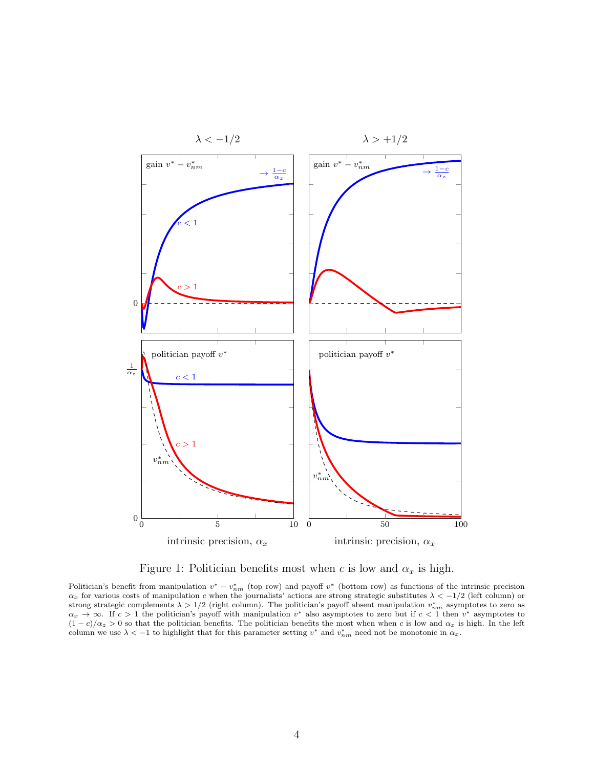Figure 1: Politician benefits most when $c$ is low and $\alpha_x$ is high.

Politician's benefit from manipulation $v^* - v^*_{nm}$ (top row) and payoff $v^*$ (bottom row) as functions of the intrinsic precision $\alpha_x$ for various costs of manipulation $c$ when the journalists' actions are strong strategic substitutes $\lambda < -1/2$ (left column) or strong strategic complements $\lambda > 1/2$ (right column). The politician's payoff absent manipulation $v^*_{nm}$ asymptotes to zero as $\alpha_x \to \infty$. If $c > 1$ the politician's payoff with manipulation $v^*$ also asymptotes to zero but if $c < 1$ then $v^*$ asymptotes to $(1-c)/\alpha_z > 0$ so that the politician benefits. The politician benefits the most when when $c$ is low and $\alpha_x$ is high. In the left column we use $\lambda < -1$ to highlight that for this parameter setting $v^*$ and $v^*_{nm}$ need not be monotonic in $\alpha_x$.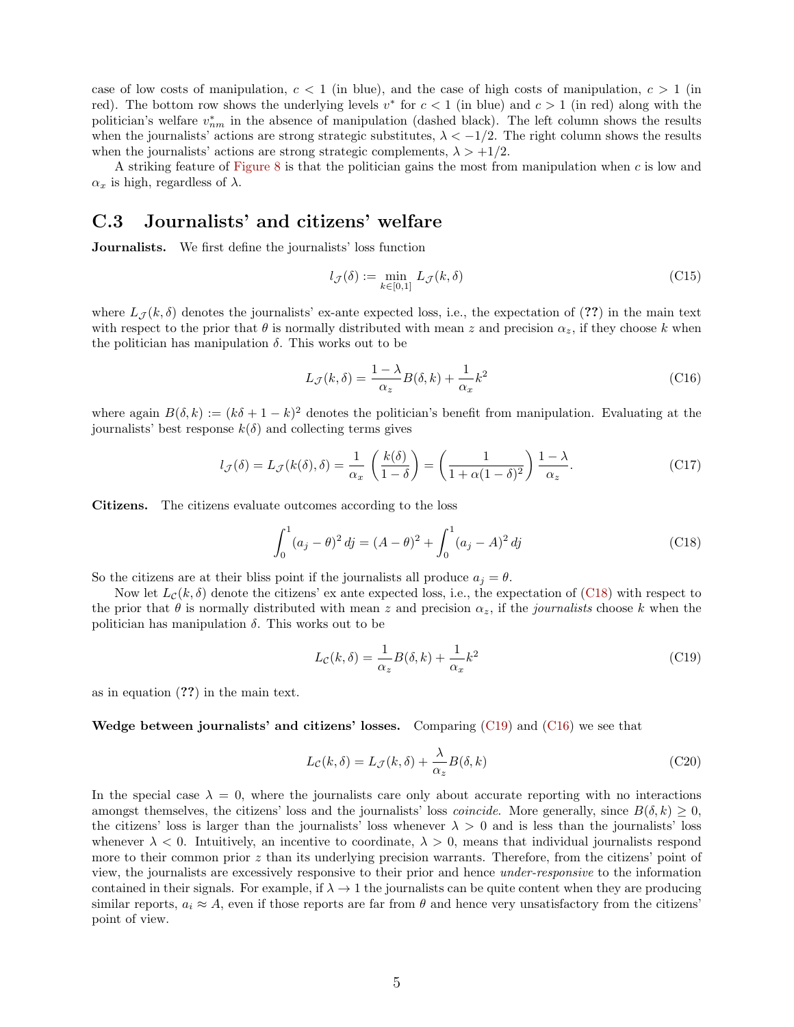case of low costs of manipulation, $c < 1$ (in blue), and the case of high costs of manipulation, $c > 1$ (in red). The bottom row shows the underlying levels $v^*$ for $c < 1$ (in blue) and $c > 1$ (in red) along with the politician's welfare $v^*_{nm}$ in the absence of manipulation (dashed black). The left column shows the results when the journalists' actions are strong strategic substitutes, $\lambda < -1/2$. The right column shows the results when the journalists' actions are strong strategic complements, $\lambda > +1/2$.

A striking feature of Figure 8 is that the politician gains the most from manipulation when $c$ is low and $\alpha_x$ is high, regardless of $\lambda$.

## C.3 Journalists' and citizens' welfare

**Journalists.** We first define the journalists' loss function

$$l_{\mathcal{J}}(\delta) := \min_{k \in [0,1]} L_{\mathcal{J}}(k, \delta) \tag{C15}$$

where $L_{\mathcal{J}}(k, \delta)$ denotes the journalists' ex-ante expected loss, i.e., the expectation of (??) in the main text with respect to the prior that $\theta$ is normally distributed with mean $z$ and precision $\alpha_z$, if they choose $k$ when the politician has manipulation $\delta$. This works out to be

$$L_{\mathcal{J}}(k, \delta) = \frac{1-\lambda}{\alpha_z} B(\delta, k) + \frac{1}{\alpha_x} k^2 \tag{C16}$$

where again $B(\delta, k) := (k\delta + 1 - k)^2$ denotes the politician's benefit from manipulation. Evaluating at the journalists' best response $k(\delta)$ and collecting terms gives

$$l_{\mathcal{J}}(\delta) = L_{\mathcal{J}}(k(\delta), \delta) = \frac{1}{\alpha_x} \left( \frac{k(\delta)}{1-\delta} \right) = \left( \frac{1}{1 + \alpha(1-\delta)^2} \right) \frac{1-\lambda}{\alpha_z}. \tag{C17}$$

**Citizens.** The citizens evaluate outcomes according to the loss

$$\int_0^1 (a_j - \theta)^2 \, dj = (A - \theta)^2 + \int_0^1 (a_j - A)^2 \, dj \tag{C18}$$

So the citizens are at their bliss point if the journalists all produce $a_j = \theta$.

Now let $L_{\mathcal{C}}(k, \delta)$ denote the citizens' ex ante expected loss, i.e., the expectation of (C18) with respect to the prior that $\theta$ is normally distributed with mean $z$ and precision $\alpha_z$, if the *journalists* choose $k$ when the politician has manipulation $\delta$. This works out to be

$$L_{\mathcal{C}}(k, \delta) = \frac{1}{\alpha_z} B(\delta, k) + \frac{1}{\alpha_x} k^2 \tag{C19}$$

as in equation (??) in the main text.

**Wedge between journalists' and citizens' losses.** Comparing (C19) and (C16) we see that

$$L_{\mathcal{C}}(k, \delta) = L_{\mathcal{J}}(k, \delta) + \frac{\lambda}{\alpha_z} B(\delta, k) \tag{C20}$$

In the special case $\lambda = 0$, where the journalists care only about accurate reporting with no interactions amongst themselves, the citizens' loss and the journalists' loss *coincide*. More generally, since $B(\delta, k) \geq 0$, the citizens' loss is larger than the journalists' loss whenever $\lambda > 0$ and is less than the journalists' loss whenever $\lambda < 0$. Intuitively, an incentive to coordinate, $\lambda > 0$, means that individual journalists respond more to their common prior $z$ than its underlying precision warrants. Therefore, from the citizens' point of view, the journalists are excessively responsive to their prior and hence *under-responsive* to the information contained in their signals. For example, if $\lambda \to 1$ the journalists can be quite content when they are producing similar reports, $a_i \approx A$, even if those reports are far from $\theta$ and hence very unsatisfactory from the citizens' point of view.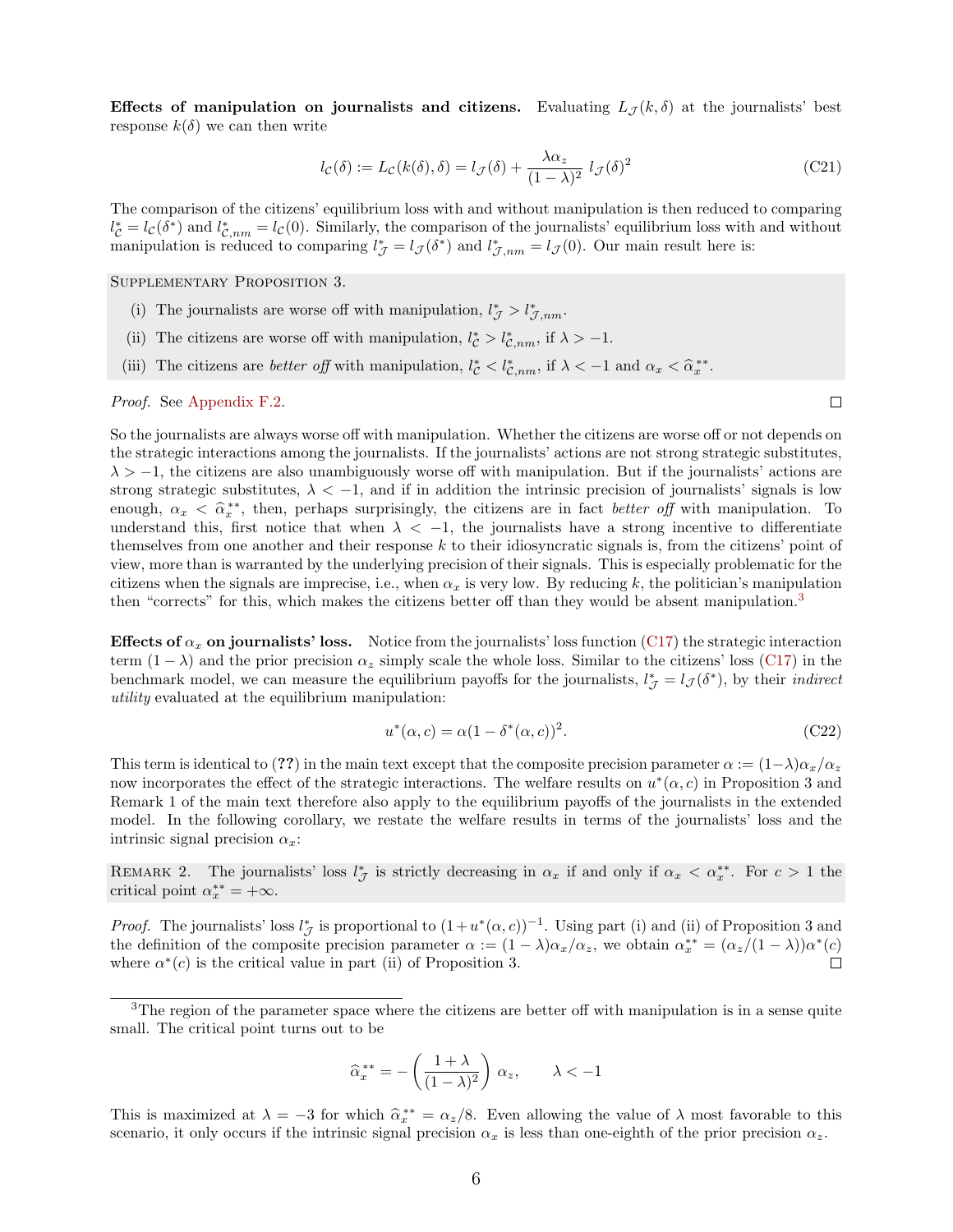**Effects of manipulation on journalists and citizens.** Evaluating $L_{\mathcal{J}}(k, \delta)$ at the journalists' best response $k(\delta)$ we can then write

$$l_{\mathcal{C}}(\delta) := L_{\mathcal{C}}(k(\delta), \delta) = l_{\mathcal{J}}(\delta) + \frac{\lambda \alpha_z}{(1-\lambda)^2}\, l_{\mathcal{J}}(\delta)^2 \tag{C21}$$

The comparison of the citizens' equilibrium loss with and without manipulation is then reduced to comparing $l_{\mathcal{C}}^* = l_{\mathcal{C}}(\delta^*)$ and $l_{\mathcal{C},nm}^* = l_{\mathcal{C}}(0)$. Similarly, the comparison of the journalists' equilibrium loss with and without manipulation is reduced to comparing $l_{\mathcal{J}}^* = l_{\mathcal{J}}(\delta^*)$ and $l_{\mathcal{J},nm}^* = l_{\mathcal{J}}(0)$. Our main result here is:

Supplementary Proposition 3.

(i) The journalists are worse off with manipulation, $l_{\mathcal{J}}^* > l_{\mathcal{J},nm}^*$.

(ii) The citizens are worse off with manipulation, $l_{\mathcal{C}}^* > l_{\mathcal{C},nm}^*$, if $\lambda > -1$.

(iii) The citizens are *better off* with manipulation, $l_{\mathcal{C}}^* < l_{\mathcal{C},nm}^*$, if $\lambda < -1$ and $\alpha_x < \widehat{\alpha}_x^{**}$.

*Proof.* See Appendix F.2. □

So the journalists are always worse off with manipulation. Whether the citizens are worse off or not depends on the strategic interactions among the journalists. If the journalists' actions are not strong strategic substitutes, $\lambda > -1$, the citizens are also unambiguously worse off with manipulation. But if the journalists' actions are strong strategic substitutes, $\lambda < -1$, and if in addition the intrinsic precision of journalists' signals is low enough, $\alpha_x < \widehat{\alpha}_x^{**}$, then, perhaps surprisingly, the citizens are in fact *better off* with manipulation. To understand this, first notice that when $\lambda < -1$, the journalists have a strong incentive to differentiate themselves from one another and their response $k$ to their idiosyncratic signals is, from the citizens' point of view, more than is warranted by the underlying precision of their signals. This is especially problematic for the citizens when the signals are imprecise, i.e., when $\alpha_x$ is very low. By reducing $k$, the politician's manipulation then "corrects" for this, which makes the citizens better off than they would be absent manipulation.[3]

**Effects of $\alpha_x$ on journalists' loss.** Notice from the journalists' loss function (C17) the strategic interaction term $(1-\lambda)$ and the prior precision $\alpha_z$ simply scale the whole loss. Similar to the citizens' loss (C17) in the benchmark model, we can measure the equilibrium payoffs for the journalists, $l_{\mathcal{J}}^* = l_{\mathcal{J}}(\delta^*)$, by their *indirect utility* evaluated at the equilibrium manipulation:

$$u^*(\alpha, c) = \alpha(1 - \delta^*(\alpha, c))^2. \tag{C22}$$

This term is identical to (??) in the main text except that the composite precision parameter $\alpha := (1-\lambda)\alpha_x/\alpha_z$ now incorporates the effect of the strategic interactions. The welfare results on $u^*(\alpha, c)$ in Proposition 3 and Remark 1 of the main text therefore also apply to the equilibrium payoffs of the journalists in the extended model. In the following corollary, we restate the welfare results in terms of the journalists' loss and the intrinsic signal precision $\alpha_x$:

Remark 2. The journalists' loss $l_{\mathcal{J}}^*$ is strictly decreasing in $\alpha_x$ if and only if $\alpha_x < \alpha_x^{**}$. For $c > 1$ the critical point $\alpha_x^{**} = +\infty$.

*Proof.* The journalists' loss $l_{\mathcal{J}}^*$ is proportional to $(1 + u^*(\alpha, c))^{-1}$. Using part (i) and (ii) of Proposition 3 and the definition of the composite precision parameter $\alpha := (1-\lambda)\alpha_x/\alpha_z$, we obtain $\alpha_x^{**} = (\alpha_z/(1-\lambda))\alpha^*(c)$ where $\alpha^*(c)$ is the critical value in part (ii) of Proposition 3. □

[3] The region of the parameter space where the citizens are better off with manipulation is in a sense quite small. The critical point turns out to be

$$\widehat{\alpha}_x^{**} = -\left(\frac{1+\lambda}{(1-\lambda)^2}\right)\alpha_z, \qquad \lambda < -1$$

This is maximized at $\lambda = -3$ for which $\widehat{\alpha}_x^{**} = \alpha_z/8$. Even allowing the value of $\lambda$ most favorable to this scenario, it only occurs if the intrinsic signal precision $\alpha_x$ is less than one-eighth of the prior precision $\alpha_z$.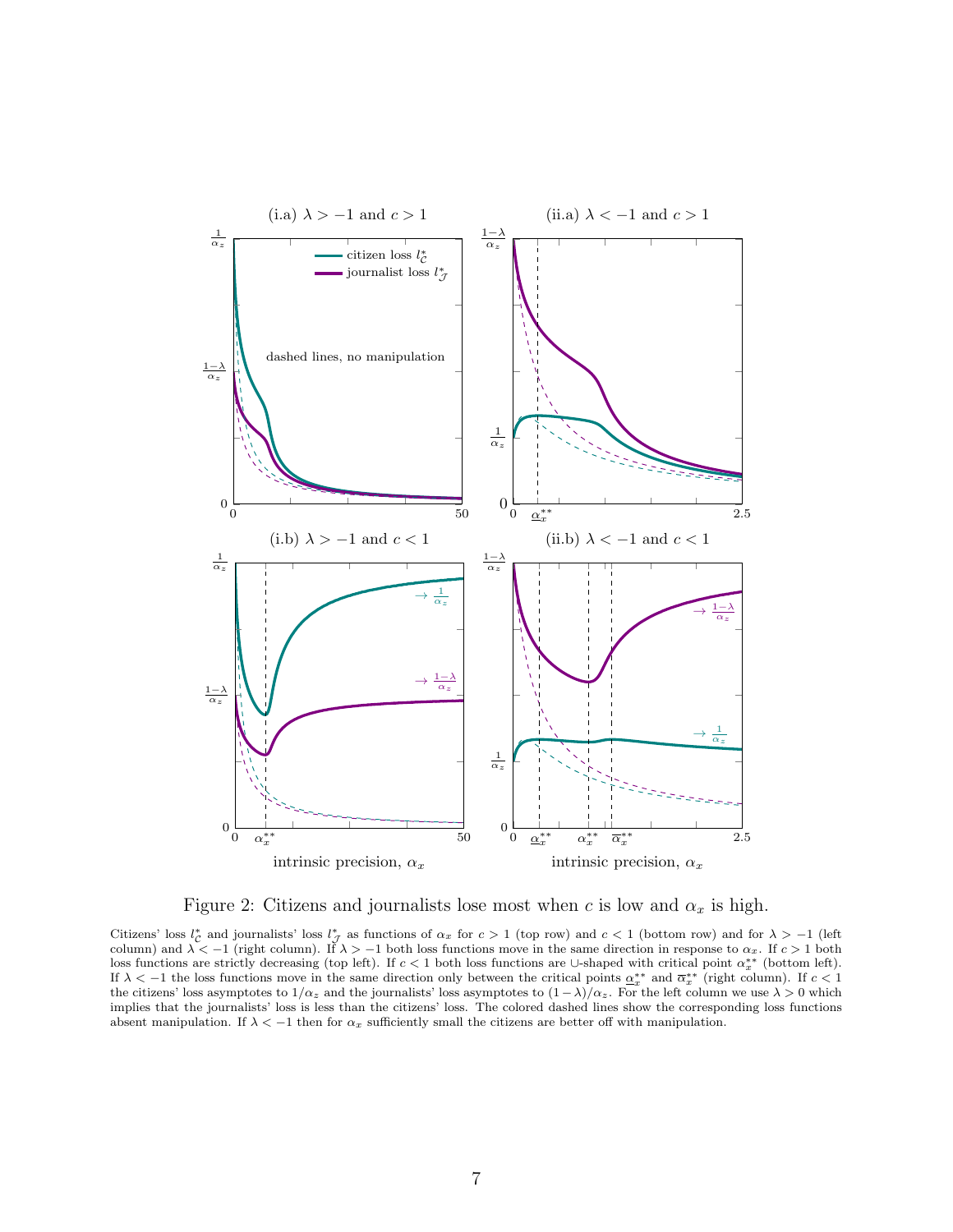Figure 2: Citizens and journalists lose most when $c$ is low and $\alpha_x$ is high.

Citizens' loss $l_{\mathcal{C}}^*$ and journalists' loss $l_{\mathcal{J}}^*$ as functions of $\alpha_x$ for $c > 1$ (top row) and $c < 1$ (bottom row) and for $\lambda > -1$ (left column) and $\lambda < -1$ (right column). If $\lambda > -1$ both loss functions move in the same direction in response to $\alpha_x$. If $c > 1$ both loss functions are strictly decreasing (top left). If $c < 1$ both loss functions are ∪-shaped with critical point $\alpha_x^{**}$ (bottom left). If $\lambda < -1$ the loss functions move in the same direction only between the critical points $\underline{\alpha}_x^{**}$ and $\overline{\alpha}_x^{**}$ (right column). If $c < 1$ the citizens' loss asymptotes to $1/\alpha_z$ and the journalists' loss asymptotes to $(1-\lambda)/\alpha_z$. For the left column we use $\lambda > 0$ which implies that the journalists' loss is less than the citizens' loss. The colored dashed lines show the corresponding loss functions absent manipulation. If $\lambda < -1$ then for $\alpha_x$ sufficiently small the citizens are better off with manipulation.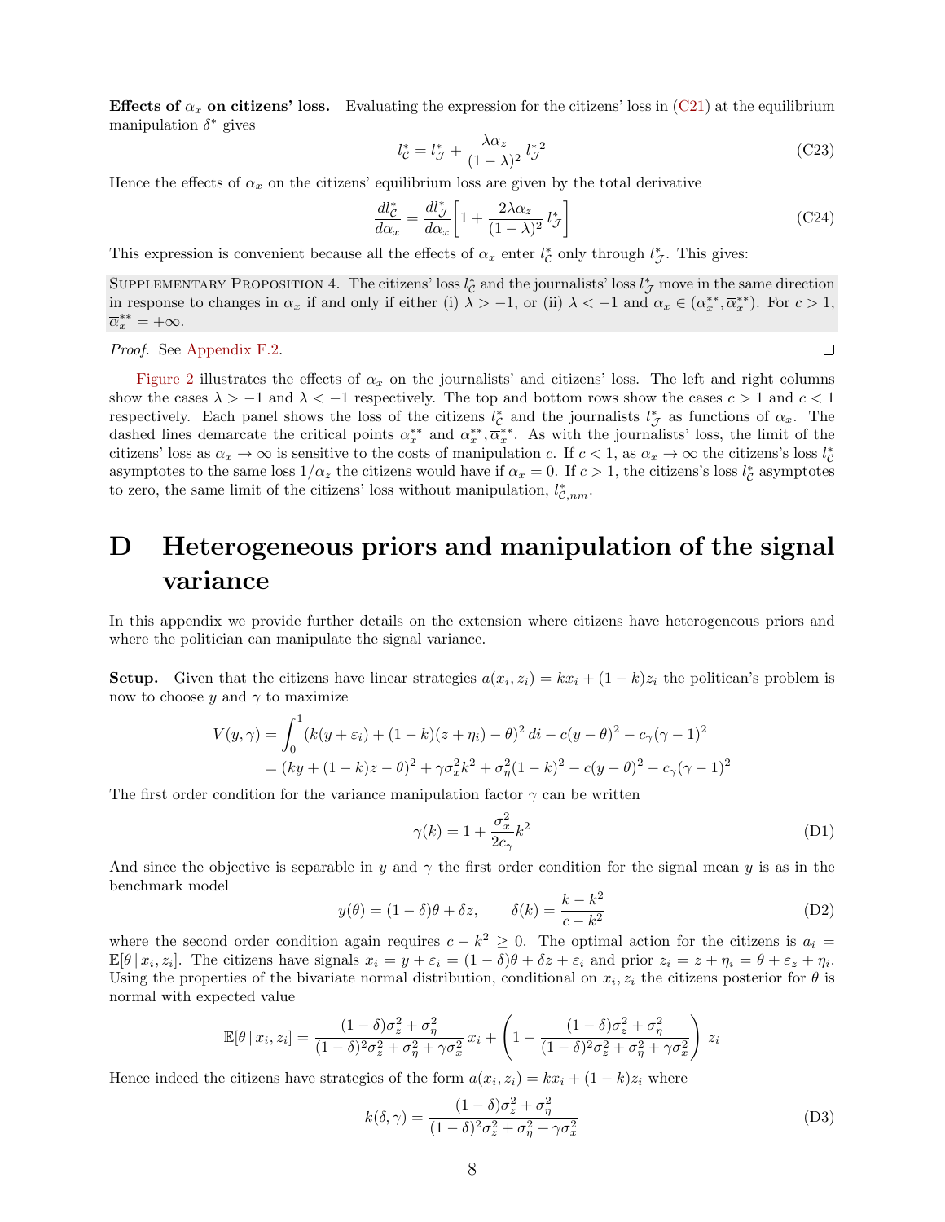**Effects of $\alpha_x$ on citizens' loss.** Evaluating the expression for the citizens' loss in (C21) at the equilibrium manipulation $\delta^*$ gives

$$l_{\mathcal{C}}^* = l_{\mathcal{J}}^* + \frac{\lambda \alpha_z}{(1-\lambda)^2}\, {l_{\mathcal{J}}^*}^2 \tag{C23}$$

Hence the effects of $\alpha_x$ on the citizens' equilibrium loss are given by the total derivative

$$\frac{dl_{\mathcal{C}}^*}{d\alpha_x} = \frac{dl_{\mathcal{J}}^*}{d\alpha_x}\left[1 + \frac{2\lambda\alpha_z}{(1-\lambda)^2}\, l_{\mathcal{J}}^*\right] \tag{C24}$$

This expression is convenient because all the effects of $\alpha_x$ enter $l_{\mathcal{C}}^*$ only through $l_{\mathcal{J}}^*$. This gives:

Supplementary Proposition 4. The citizens' loss $l_{\mathcal{C}}^*$ and the journalists' loss $l_{\mathcal{J}}^*$ move in the same direction in response to changes in $\alpha_x$ if and only if either (i) $\lambda > -1$, or (ii) $\lambda < -1$ and $\alpha_x \in (\underline{\alpha}_x^{**}, \overline{\alpha}_x^{**})$. For $c > 1$, $\overline{\alpha}_x^{**} = +\infty$.

*Proof.* See Appendix F.2. □

Figure 2 illustrates the effects of $\alpha_x$ on the journalists' and citizens' loss. The left and right columns show the cases $\lambda > -1$ and $\lambda < -1$ respectively. The top and bottom rows show the cases $c > 1$ and $c < 1$ respectively. Each panel shows the loss of the citizens $l_{\mathcal{C}}^*$ and the journalists $l_{\mathcal{J}}^*$ as functions of $\alpha_x$. The dashed lines demarcate the critical points $\alpha_x^{**}$ and $\underline{\alpha}_x^{**}, \overline{\alpha}_x^{**}$. As with the journalists' loss, the limit of the citizens' loss as $\alpha_x \to \infty$ is sensitive to the costs of manipulation $c$. If $c < 1$, as $\alpha_x \to \infty$ the citizens's loss $l_{\mathcal{C}}^*$ asymptotes to the same loss $1/\alpha_z$ the citizens would have if $\alpha_x = 0$. If $c > 1$, the citizens's loss $l_{\mathcal{C}}^*$ asymptotes to zero, the same limit of the citizens' loss without manipulation, $l_{\mathcal{C},nm}^*$.

# D Heterogeneous priors and manipulation of the signal variance

In this appendix we provide further details on the extension where citizens have heterogeneous priors and where the politician can manipulate the signal variance.

**Setup.** Given that the citizens have linear strategies $a(x_i, z_i) = kx_i + (1-k)z_i$ the politican's problem is now to choose $y$ and $\gamma$ to maximize

$$\begin{aligned}
V(y,\gamma) &= \int_0^1 (k(y+\varepsilon_i) + (1-k)(z+\eta_i) - \theta)^2\, di - c(y-\theta)^2 - c_\gamma(\gamma-1)^2 \\
&= (ky + (1-k)z - \theta)^2 + \gamma\sigma_x^2 k^2 + \sigma_\eta^2(1-k)^2 - c(y-\theta)^2 - c_\gamma(\gamma-1)^2
\end{aligned}$$

The first order condition for the variance manipulation factor $\gamma$ can be written

$$\gamma(k) = 1 + \frac{\sigma_x^2}{2c_\gamma}k^2 \tag{D1}$$

And since the objective is separable in $y$ and $\gamma$ the first order condition for the signal mean $y$ is as in the benchmark model

$$y(\theta) = (1-\delta)\theta + \delta z, \qquad \delta(k) = \frac{k-k^2}{c-k^2} \tag{D2}$$

where the second order condition again requires $c - k^2 \geq 0$. The optimal action for the citizens is $a_i = \mathbb{E}[\theta \,|\, x_i, z_i]$. The citizens have signals $x_i = y + \varepsilon_i = (1-\delta)\theta + \delta z + \varepsilon_i$ and prior $z_i = z + \eta_i = \theta + \varepsilon_z + \eta_i$. Using the properties of the bivariate normal distribution, conditional on $x_i, z_i$ the citizens posterior for $\theta$ is normal with expected value

$$\mathbb{E}[\theta \,|\, x_i, z_i] = \frac{(1-\delta)\sigma_z^2 + \sigma_\eta^2}{(1-\delta)^2\sigma_z^2 + \sigma_\eta^2 + \gamma\sigma_x^2}\, x_i + \left(1 - \frac{(1-\delta)\sigma_z^2 + \sigma_\eta^2}{(1-\delta)^2\sigma_z^2 + \sigma_\eta^2 + \gamma\sigma_x^2}\right)\, z_i$$

Hence indeed the citizens have strategies of the form $a(x_i, z_i) = kx_i + (1-k)z_i$ where

$$k(\delta,\gamma) = \frac{(1-\delta)\sigma_z^2 + \sigma_\eta^2}{(1-\delta)^2\sigma_z^2 + \sigma_\eta^2 + \gamma\sigma_x^2} \tag{D3}$$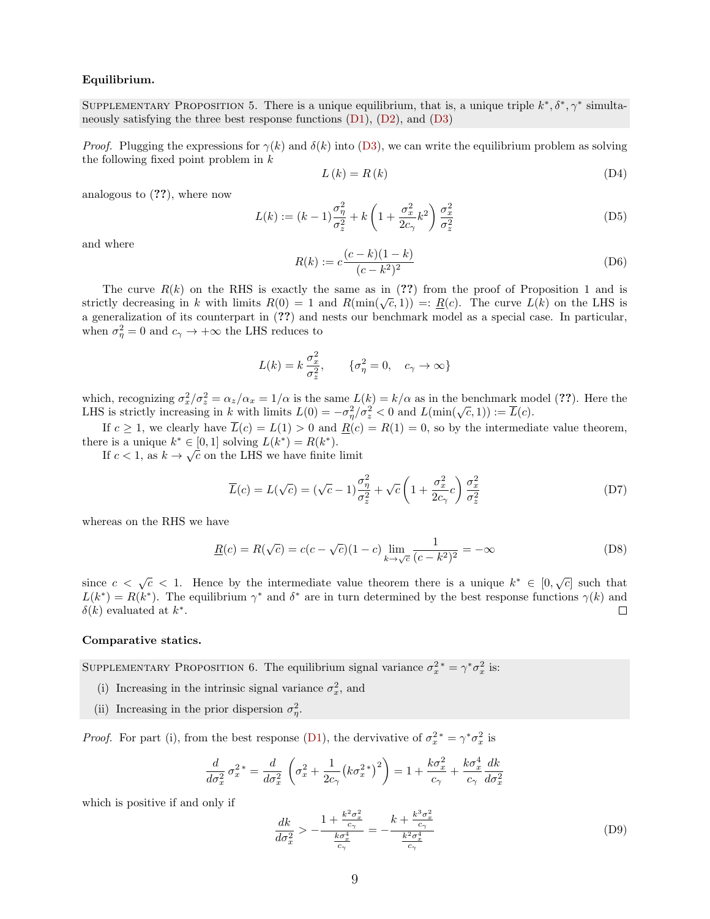**Equilibrium.**

Supplementary Proposition 5. There is a unique equilibrium, that is, a unique triple $k^*, \delta^*, \gamma^*$ simultaneously satisfying the three best response functions (D1), (D2), and (D3)

*Proof.* Plugging the expressions for $\gamma(k)$ and $\delta(k)$ into (D3), we can write the equilibrium problem as solving the following fixed point problem in $k$

$$L(k) = R(k) \tag{D4}$$

analogous to (??), where now

$$L(k) := (k-1)\frac{\sigma_\eta^2}{\sigma_z^2} + k\left(1 + \frac{\sigma_x^2}{2c_\gamma}k^2\right)\frac{\sigma_x^2}{\sigma_z^2} \tag{D5}$$

and where

$$R(k) := c\frac{(c-k)(1-k)}{(c-k^2)^2} \tag{D6}$$

The curve $R(k)$ on the RHS is exactly the same as in (??) from the proof of Proposition 1 and is strictly decreasing in $k$ with limits $R(0) = 1$ and $R(\min(\sqrt{c}, 1)) =: \underline{R}(c)$. The curve $L(k)$ on the LHS is a generalization of its counterpart in (??) and nests our benchmark model as a special case. In particular, when $\sigma_\eta^2 = 0$ and $c_\gamma \to +\infty$ the LHS reduces to

$$L(k) = k\,\frac{\sigma_x^2}{\sigma_z^2}, \qquad \{\sigma_\eta^2 = 0, \quad c_\gamma \to \infty\}$$

which, recognizing $\sigma_x^2/\sigma_z^2 = \alpha_z/\alpha_x = 1/\alpha$ is the same $L(k) = k/\alpha$ as in the benchmark model (??). Here the LHS is strictly increasing in $k$ with limits $L(0) = -\sigma_\eta^2/\sigma_z^2 < 0$ and $L(\min(\sqrt{c}, 1)) := \overline{L}(c)$.

If $c \geq 1$, we clearly have $\overline{L}(c) = L(1) > 0$ and $\underline{R}(c) = R(1) = 0$, so by the intermediate value theorem, there is a unique $k^* \in [0, 1]$ solving $L(k^*) = R(k^*)$.

If $c < 1$, as $k \to \sqrt{c}$ on the LHS we have finite limit

$$\overline{L}(c) = L(\sqrt{c}) = (\sqrt{c}-1)\frac{\sigma_\eta^2}{\sigma_z^2} + \sqrt{c}\left(1 + \frac{\sigma_x^2}{2c_\gamma}c\right)\frac{\sigma_x^2}{\sigma_z^2} \tag{D7}$$

whereas on the RHS we have

$$\underline{R}(c) = R(\sqrt{c}) = c(c-\sqrt{c})(1-c)\lim_{k\to\sqrt{c}}\frac{1}{(c-k^2)^2} = -\infty \tag{D8}$$

since $c < \sqrt{c} < 1$. Hence by the intermediate value theorem there is a unique $k^* \in [0, \sqrt{c}]$ such that $L(k^*) = R(k^*)$. The equilibrium $\gamma^*$ and $\delta^*$ are in turn determined by the best response functions $\gamma(k)$ and $\delta(k)$ evaluated at $k^*$. □

**Comparative statics.**

Supplementary Proposition 6. The equilibrium signal variance $\sigma_x^{2\,*} = \gamma^*\sigma_x^2$ is:

(i) Increasing in the intrinsic signal variance $\sigma_x^2$, and

(ii) Increasing in the prior dispersion $\sigma_\eta^2$.

*Proof.* For part (i), from the best response (D1), the derivative of $\sigma_x^{2\,*} = \gamma^*\sigma_x^2$ is

$$\frac{d}{d\sigma_x^2}\,\sigma_x^{2\,*} = \frac{d}{d\sigma_x^2}\left(\sigma_x^2 + \frac{1}{2c_\gamma}\left(k\sigma_x^{2\,*}\right)^2\right) = 1 + \frac{k\sigma_x^2}{c_\gamma} + \frac{k\sigma_x^4}{c_\gamma}\frac{dk}{d\sigma_x^2}$$

which is positive if and only if

$$\frac{dk}{d\sigma_x^2} > -\frac{1 + \frac{k^2\sigma_x^2}{c_\gamma}}{\frac{k\sigma_x^4}{c_\gamma}} = -\frac{k + \frac{k^3\sigma_x^2}{c_\gamma}}{\frac{k^2\sigma_x^4}{c_\gamma}} \tag{D9}$$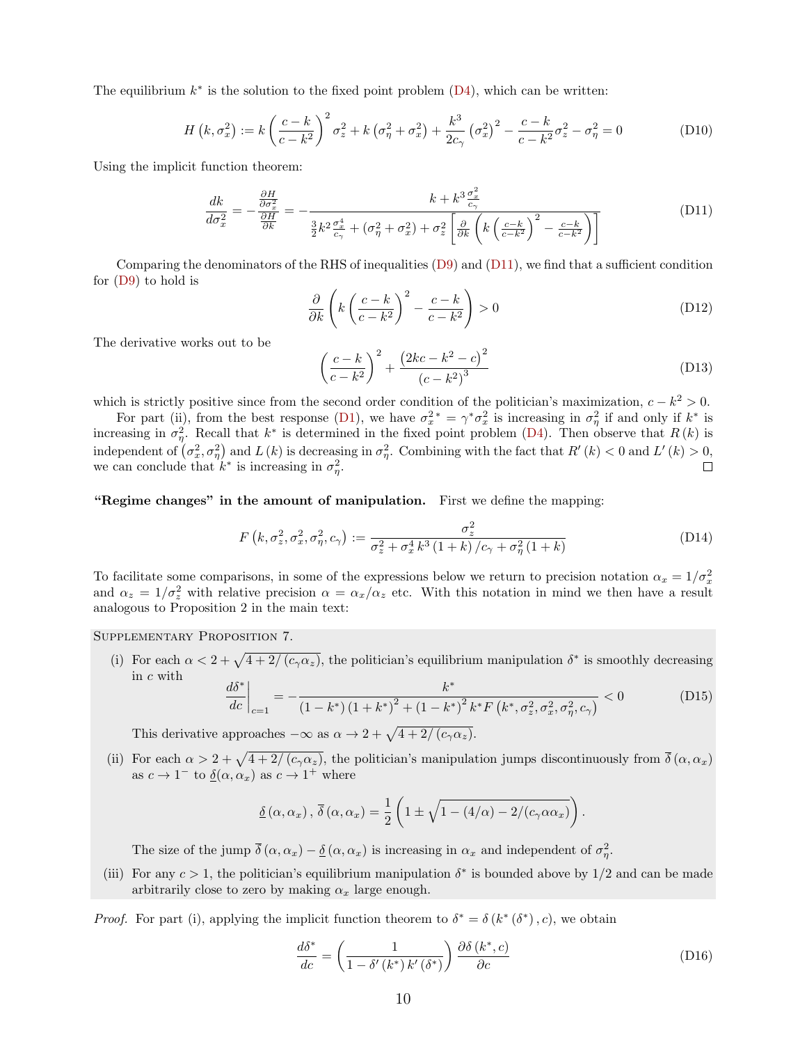The equilibrium $k^*$ is the solution to the fixed point problem (D4), which can be written:

$$H\left(k,\sigma_x^2\right) := k\left(\frac{c-k}{c-k^2}\right)^2\sigma_z^2 + k\left(\sigma_\eta^2+\sigma_x^2\right) + \frac{k^3}{2c_\gamma}\left(\sigma_x^2\right)^2 - \frac{c-k}{c-k^2}\sigma_z^2 - \sigma_\eta^2 = 0 \tag{D10}$$

Using the implicit function theorem:

$$\frac{dk}{d\sigma_x^2} = -\frac{\frac{\partial H}{\partial \sigma_x^2}}{\frac{\partial H}{\partial k}} = -\frac{k + k^3\frac{\sigma_x^2}{c_\gamma}}{\frac{3}{2}k^2\frac{\sigma_x^4}{c_\gamma} + \left(\sigma_\eta^2+\sigma_x^2\right) + \sigma_z^2\left[\frac{\partial}{\partial k}\left(k\left(\frac{c-k}{c-k^2}\right)^2 - \frac{c-k}{c-k^2}\right)\right]} \tag{D11}$$

Comparing the denominators of the RHS of inequalities (D9) and (D11), we find that a sufficient condition for (D9) to hold is

$$\frac{\partial}{\partial k}\left(k\left(\frac{c-k}{c-k^2}\right)^2 - \frac{c-k}{c-k^2}\right) > 0 \tag{D12}$$

The derivative works out to be

$$\left(\frac{c-k}{c-k^2}\right)^2 + \frac{\left(2kc-k^2-c\right)^2}{\left(c-k^2\right)^3} \tag{D13}$$

which is strictly positive since from the second order condition of the politician's maximization, $c-k^2>0$.

For part (ii), from the best response (D1), we have $\sigma_x^{2\,*} = \gamma^*\sigma_z^2$ is increasing in $\sigma_\eta^2$ if and only if $k^*$ is increasing in $\sigma_\eta^2$. Recall that $k^*$ is determined in the fixed point problem (D4). Then observe that $R(k)$ is independent of $\left(\sigma_x^2,\sigma_\eta^2\right)$ and $L(k)$ is decreasing in $\sigma_\eta^2$. Combining with the fact that $R'(k)<0$ and $L'(k)>0$, we can conclude that $k^*$ is increasing in $\sigma_\eta^2$. □

**"Regime changes" in the amount of manipulation.** First we define the mapping:

$$F\left(k,\sigma_z^2,\sigma_x^2,\sigma_\eta^2,c_\gamma\right) := \frac{\sigma_z^2}{\sigma_z^2 + \sigma_x^4 k^3(1+k)/c_\gamma + \sigma_\eta^2(1+k)} \tag{D14}$$

To facilitate some comparisons, in some of the expressions below we return to precision notation $\alpha_x = 1/\sigma_x^2$ and $\alpha_z = 1/\sigma_z^2$ with relative precision $\alpha = \alpha_x/\alpha_z$ etc. With this notation in mind we then have a result analogous to Proposition 2 in the main text:

Supplementary Proposition 7.

(i) For each $\alpha < 2+\sqrt{4+2/(c_\gamma\alpha_z)}$, the politician's equilibrium manipulation $\delta^*$ is smoothly decreasing in $c$ with

$$\left.\frac{d\delta^*}{dc}\right|_{c=1} = -\frac{k^*}{(1-k^*)(1+k^*)^2 + (1-k^*)^2 k^* F\left(k^*,\sigma_z^2,\sigma_x^2,\sigma_\eta^2,c_\gamma\right)} < 0 \tag{D15}$$

This derivative approaches $-\infty$ as $\alpha \to 2+\sqrt{4+2/(c_\gamma\alpha_z)}$.

(ii) For each $\alpha > 2+\sqrt{4+2/(c_\gamma\alpha_z)}$, the politician's manipulation jumps discontinuously from $\overline{\delta}(\alpha,\alpha_x)$ as $c\to 1^-$ to $\underline{\delta}(\alpha,\alpha_x)$ as $c \to 1^+$ where

$$\underline{\delta}(\alpha,\alpha_x),\, \overline{\delta}(\alpha,\alpha_x) = \frac{1}{2}\left(1 \pm \sqrt{1-(4/\alpha)-2/(c_\gamma\alpha\alpha_x)}\right).$$

The size of the jump $\overline{\delta}(\alpha,\alpha_x) - \underline{\delta}(\alpha,\alpha_x)$ is increasing in $\alpha_x$ and independent of $\sigma_\eta^2$.

(iii) For any $c>1$, the politician's equilibrium manipulation $\delta^*$ is bounded above by $1/2$ and can be made arbitrarily close to zero by making $\alpha_x$ large enough.

*Proof.* For part (i), applying the implicit function theorem to $\delta^* = \delta\left(k^*(\delta^*),c\right)$, we obtain

$$\frac{d\delta^*}{dc} = \left(\frac{1}{1-\delta'(k^*)\,k'(\delta^*)}\right)\frac{\partial \delta(k^*,c)}{\partial c} \tag{D16}$$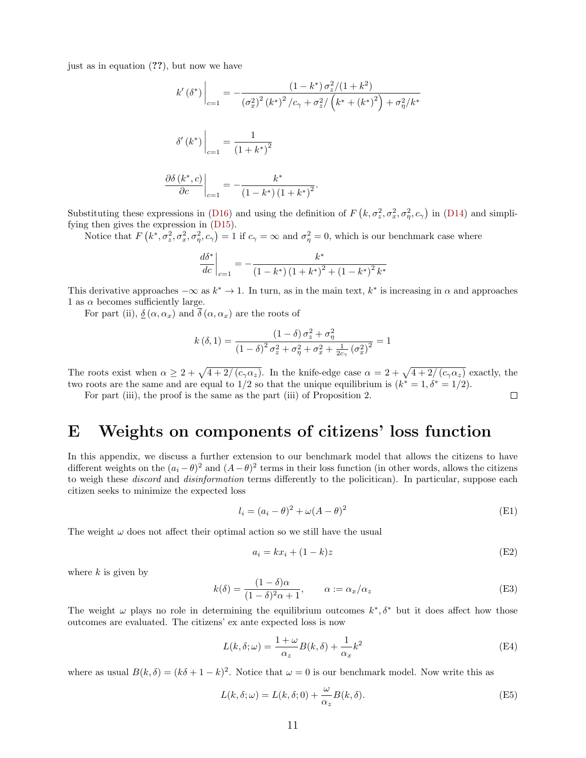just as in equation (**??**), but now we have

$$k'(\delta^*)\Big|_{c=1} = -\frac{(1-k^*)\,\sigma_z^2/(1+k^2)}{(\sigma_x^2)^2\,(k^*)^2/c_\gamma + \sigma_z^2/\left(k^* + (k^*)^2\right) + \sigma_\eta^2/k^*}$$

$$\delta'(k^*)\Big|_{c=1} = \frac{1}{(1+k^*)^2}$$

$$\frac{\partial \delta(k^*, c)}{\partial c}\Big|_{c=1} = -\frac{k^*}{(1-k^*)(1+k^*)^2}.$$

Substituting these expressions in (D16) and using the definition of $F(k, \sigma_z^2, \sigma_x^2, \sigma_\eta^2, c_\gamma)$ in (D14) and simplifying then gives the expression in (D15).

Notice that $F(k^*, \sigma_z^2, \sigma_x^2, \sigma_\eta^2, c_\gamma) = 1$ if $c_\gamma = \infty$ and $\sigma_\eta^2 = 0$, which is our benchmark case where

$$\frac{d\delta^*}{dc}\Big|_{c=1} = -\frac{k^*}{(1-k^*)(1+k^*)^2 + (1-k^*)^2 k^*}$$

This derivative approaches $-\infty$ as $k^* \to 1$. In turn, as in the main text, $k^*$ is increasing in $\alpha$ and approaches 1 as $\alpha$ becomes sufficiently large.

For part (ii), $\underline{\delta}(\alpha, \alpha_x)$ and $\overline{\delta}(\alpha, \alpha_x)$ are the roots of

$$k(\delta, 1) = \frac{(1-\delta)\,\sigma_z^2 + \sigma_\eta^2}{(1-\delta)^2\,\sigma_z^2 + \sigma_\eta^2 + \sigma_x^2 + \frac{1}{2c_\gamma}(\sigma_x^2)^2} = 1$$

The roots exist when $\alpha \geq 2 + \sqrt{4 + 2/(c_\gamma \alpha_z)}$. In the knife-edge case $\alpha = 2 + \sqrt{4 + 2/(c_\gamma \alpha_z)}$ exactly, the two roots are the same and are equal to $1/2$ so that the unique equilibrium is $(k^* = 1, \delta^* = 1/2)$.

For part (iii), the proof is the same as the part (iii) of Proposition 2. □

# E Weights on components of citizens' loss function

In this appendix, we discuss a further extension to our benchmark model that allows the citizens to have different weights on the $(a_i - \theta)^2$ and $(A - \theta)^2$ terms in their loss function (in other words, allows the citizens to weigh these *discord* and *disinformation* terms differently to the policitican). In particular, suppose each citizen seeks to minimize the expected loss

$$l_i = (a_i - \theta)^2 + \omega(A - \theta)^2 \tag{E1}$$

The weight $\omega$ does not affect their optimal action so we still have the usual

$$a_i = kx_i + (1-k)z \tag{E2}$$

where $k$ is given by

$$k(\delta) = \frac{(1-\delta)\alpha}{(1-\delta)^2\alpha + 1}, \qquad \alpha := \alpha_x/\alpha_z \tag{E3}$$

The weight $\omega$ plays no role in determining the equilibrium outcomes $k^*, \delta^*$ but it does affect how those outcomes are evaluated. The citizens' ex ante expected loss is now

$$L(k, \delta; \omega) = \frac{1+\omega}{\alpha_z} B(k, \delta) + \frac{1}{\alpha_x} k^2 \tag{E4}$$

where as usual $B(k, \delta) = (k\delta + 1 - k)^2$. Notice that $\omega = 0$ is our benchmark model. Now write this as

$$L(k, \delta; \omega) = L(k, \delta; 0) + \frac{\omega}{\alpha_z} B(k, \delta). \tag{E5}$$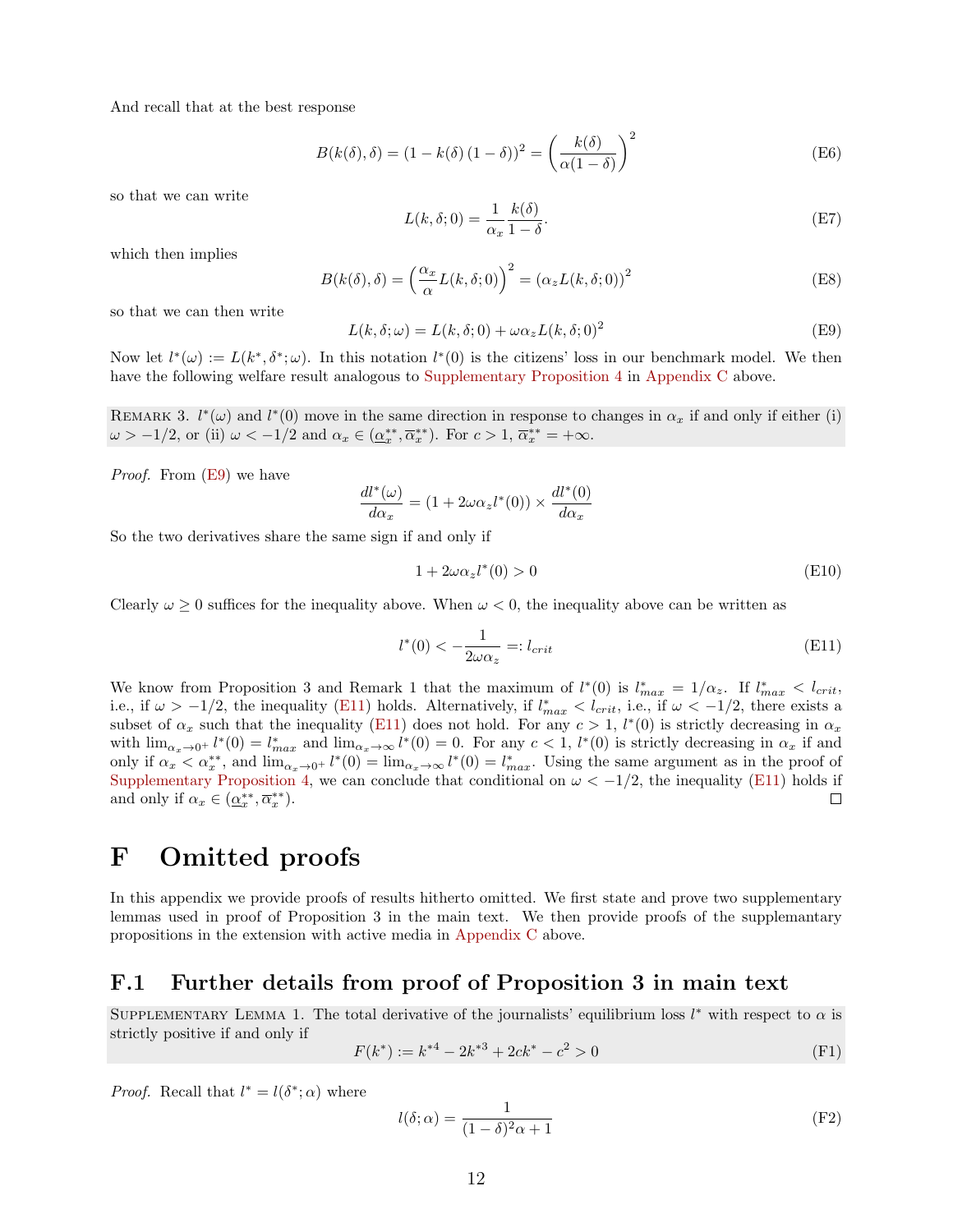And recall that at the best response

$$B(k(\delta), \delta) = (1 - k(\delta)(1-\delta))^2 = \left(\frac{k(\delta)}{\alpha(1-\delta)}\right)^2 \tag{E6}$$

so that we can write

$$L(k, \delta; 0) = \frac{1}{\alpha_x}\frac{k(\delta)}{1-\delta}. \tag{E7}$$

which then implies

$$B(k(\delta), \delta) = \left(\frac{\alpha_x}{\alpha}L(k, \delta; 0)\right)^2 = (\alpha_z L(k, \delta; 0))^2 \tag{E8}$$

so that we can then write

$$L(k, \delta; \omega) = L(k, \delta; 0) + \omega\alpha_z L(k, \delta; 0)^2 \tag{E9}$$

Now let $l^*(\omega) := L(k^*, \delta^*; \omega)$. In this notation $l^*(0)$ is the citizens' loss in our benchmark model. We then have the following welfare result analogous to Supplementary Proposition 4 in Appendix C above.

Remark 3. $l^*(\omega)$ and $l^*(0)$ move in the same direction in response to changes in $\alpha_x$ if and only if either (i) $\omega > -1/2$, or (ii) $\omega < -1/2$ and $\alpha_x \in (\underline{\alpha}_x^{**}, \overline{\alpha}_x^{**})$. For $c > 1$, $\overline{\alpha}_x^{**} = +\infty$.

*Proof.* From (E9) we have

$$\frac{dl^*(\omega)}{d\alpha_x} = (1 + 2\omega\alpha_z l^*(0)) \times \frac{dl^*(0)}{d\alpha_x}$$

So the two derivatives share the same sign if and only if

$$1 + 2\omega\alpha_z l^*(0) > 0 \tag{E10}$$

Clearly $\omega \geq 0$ suffices for the inequality above. When $\omega < 0$, the inequality above can be written as

$$l^*(0) < -\frac{1}{2\omega\alpha_z} =: l_{crit} \tag{E11}$$

We know from Proposition 3 and Remark 1 that the maximum of $l^*(0)$ is $l^*_{max} = 1/\alpha_z$. If $l^*_{max} < l_{crit}$, i.e., if $\omega > -1/2$, the inequality (E11) holds. Alternatively, if $l^*_{max} < l_{crit}$, i.e., if $\omega < -1/2$, there exists a subset of $\alpha_x$ such that the inequality (E11) does not hold. For any $c > 1$, $l^*(0)$ is strictly decreasing in $\alpha_x$ with $\lim_{\alpha_x \to 0^+} l^*(0) = l^*_{max}$ and $\lim_{\alpha_x \to \infty} l^*(0) = 0$. For any $c < 1$, $l^*(0)$ is strictly decreasing in $\alpha_x$ if and only if $\alpha_x < \alpha_x^{**}$, and $\lim_{\alpha_x \to 0^+} l^*(0) = \lim_{\alpha_x \to \infty} l^*(0) = l^*_{max}$. Using the same argument as in the proof of Supplementary Proposition 4, we can conclude that conditional on $\omega < -1/2$, the inequality (E11) holds if and only if $\alpha_x \in (\underline{\alpha}_x^{**}, \overline{\alpha}_x^{**})$. □

# F Omitted proofs

In this appendix we provide proofs of results hitherto omitted. We first state and prove two supplementary lemmas used in proof of Proposition 3 in the main text. We then provide proofs of the supplamentary propositions in the extension with active media in Appendix C above.

## F.1 Further details from proof of Proposition 3 in main text

Supplementary Lemma 1. The total derivative of the journalists' equilibrium loss $l^*$ with respect to $\alpha$ is strictly positive if and only if

$$F(k^*) := k^{*4} - 2k^{*3} + 2ck^* - c^2 > 0 \tag{F1}$$

*Proof.* Recall that $l^* = l(\delta^*; \alpha)$ where

$$l(\delta; \alpha) = \frac{1}{(1-\delta)^2\alpha + 1} \tag{F2}$$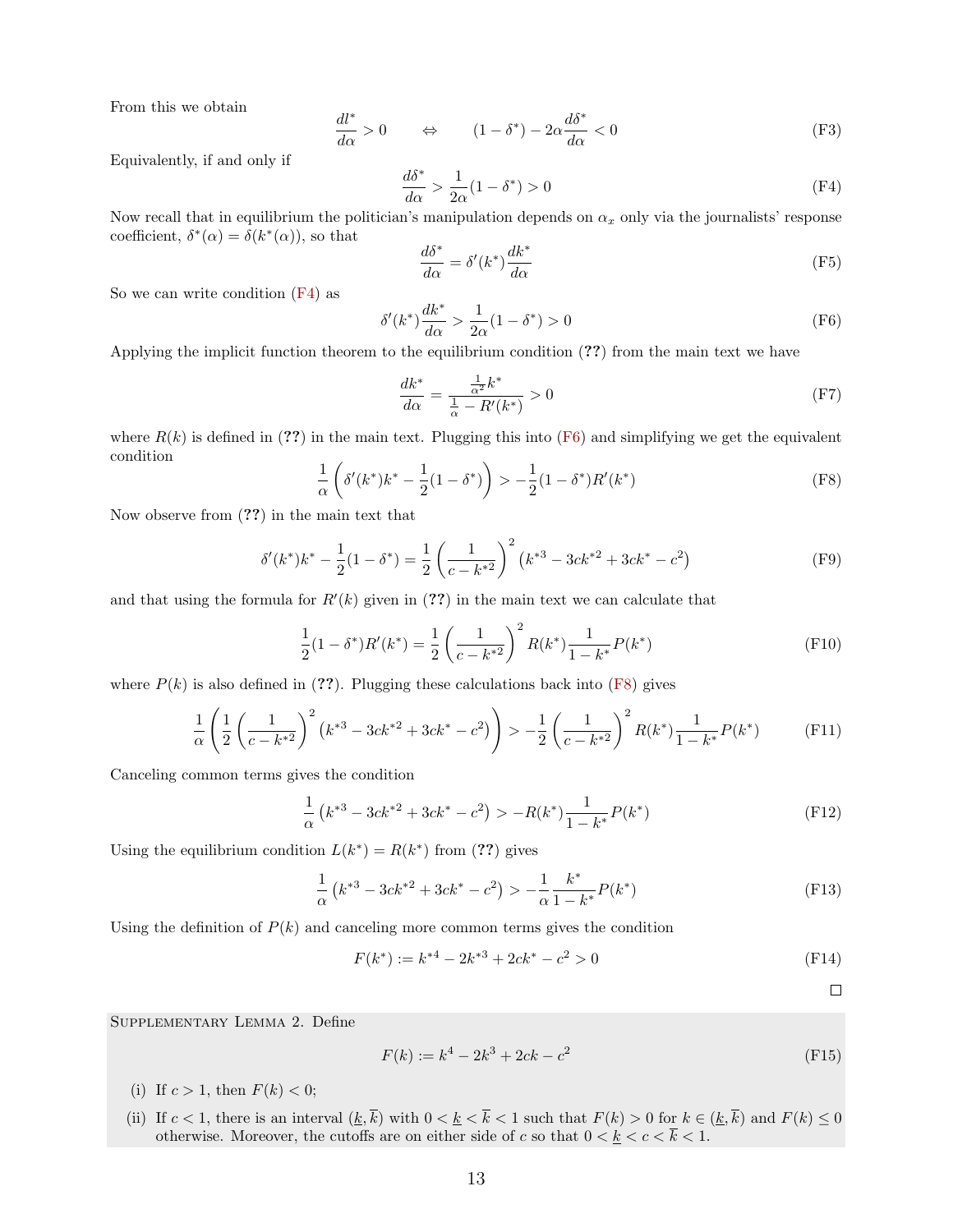From this we obtain

$$\frac{dl^*}{d\alpha} > 0 \qquad \Leftrightarrow \qquad (1-\delta^*) - 2\alpha\frac{d\delta^*}{d\alpha} < 0 \tag{F3}$$

Equivalently, if and only if

$$\frac{d\delta^*}{d\alpha} > \frac{1}{2\alpha}(1-\delta^*) > 0 \tag{F4}$$

Now recall that in equilibrium the politician's manipulation depends on $\alpha_x$ only via the journalists' response coefficient, $\delta^*(\alpha) = \delta(k^*(\alpha))$, so that

$$\frac{d\delta^*}{d\alpha} = \delta'(k^*)\frac{dk^*}{d\alpha} \tag{F5}$$

So we can write condition (F4) as

$$\delta'(k^*)\frac{dk^*}{d\alpha} > \frac{1}{2\alpha}(1-\delta^*) > 0 \tag{F6}$$

Applying the implicit function theorem to the equilibrium condition (??) from the main text we have

$$\frac{dk^*}{d\alpha} = \frac{\frac{1}{\alpha^2}k^*}{\frac{1}{\alpha} - R'(k^*)} > 0 \tag{F7}$$

where $R(k)$ is defined in (??) in the main text. Plugging this into (F6) and simplifying we get the equivalent condition

$$\frac{1}{\alpha}\left(\delta'(k^*)k^* - \frac{1}{2}(1-\delta^*)\right) > -\frac{1}{2}(1-\delta^*)R'(k^*) \tag{F8}$$

Now observe from (??) in the main text that

$$\delta'(k^*)k^* - \frac{1}{2}(1-\delta^*) = \frac{1}{2}\left(\frac{1}{c-k^{*2}}\right)^2\left(k^{*3} - 3ck^{*2} + 3ck^* - c^2\right) \tag{F9}$$

and that using the formula for $R'(k)$ given in (??) in the main text we can calculate that

$$\frac{1}{2}(1-\delta^*)R'(k^*) = \frac{1}{2}\left(\frac{1}{c-k^{*2}}\right)^2 R(k^*)\frac{1}{1-k^*}P(k^*) \tag{F10}$$

where $P(k)$ is also defined in (??). Plugging these calculations back into (F8) gives

$$\frac{1}{\alpha}\left(\frac{1}{2}\left(\frac{1}{c-k^{*2}}\right)^2\left(k^{*3} - 3ck^{*2} + 3ck^* - c^2\right)\right) > -\frac{1}{2}\left(\frac{1}{c-k^{*2}}\right)^2 R(k^*)\frac{1}{1-k^*}P(k^*) \tag{F11}$$

Canceling common terms gives the condition

$$\frac{1}{\alpha}\left(k^{*3} - 3ck^{*2} + 3ck^* - c^2\right) > -R(k^*)\frac{1}{1-k^*}P(k^*) \tag{F12}$$

Using the equilibrium condition $L(k^*) = R(k^*)$ from (??) gives

$$\frac{1}{\alpha}\left(k^{*3} - 3ck^{*2} + 3ck^* - c^2\right) > -\frac{1}{\alpha}\frac{k^*}{1-k^*}P(k^*) \tag{F13}$$

Using the definition of $P(k)$ and canceling more common terms gives the condition

$$F(k^*) := k^{*4} - 2k^{*3} + 2ck^* - c^2 > 0 \tag{F14}$$

□

Supplementary Lemma 2. Define

$$F(k) := k^4 - 2k^3 + 2ck - c^2 \tag{F15}$$

(i) If $c > 1$, then $F(k) < 0$;

(ii) If $c < 1$, there is an interval $(\underline{k}, \overline{k})$ with $0 < \underline{k} < \overline{k} < 1$ such that $F(k) > 0$ for $k \in (\underline{k}, \overline{k})$ and $F(k) \leq 0$ otherwise. Moreover, the cutoffs are on either side of $c$ so that $0 < \underline{k} < c < \overline{k} < 1$.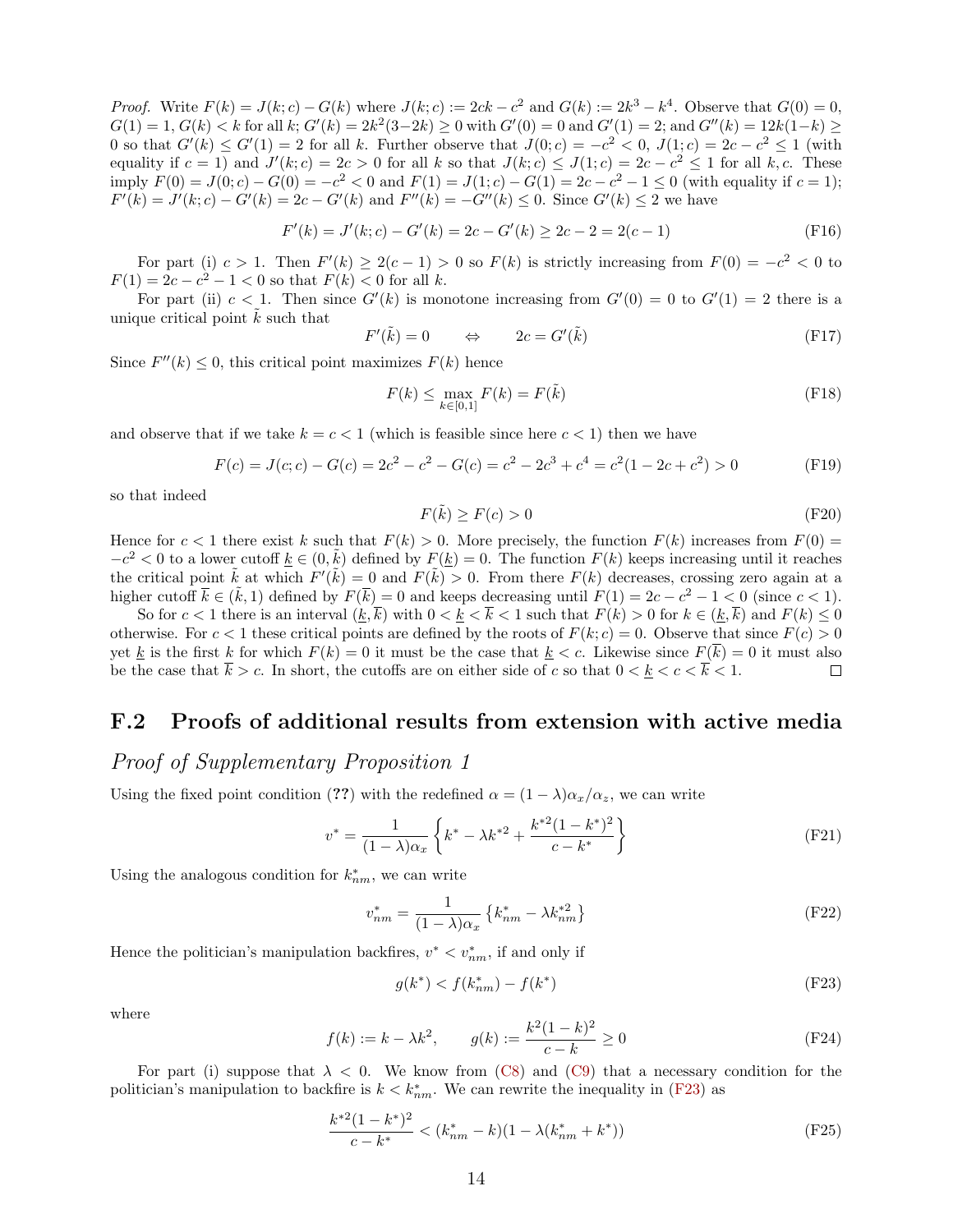*Proof.* Write $F(k) = J(k;c) - G(k)$ where $J(k;c) := 2ck - c^2$ and $G(k) := 2k^3 - k^4$. Observe that $G(0) = 0$, $G(1) = 1$, $G(k) < k$ for all $k$; $G'(k) = 2k^2(3-2k) \geq 0$ with $G'(0) = 0$ and $G'(1) = 2$; and $G''(k) = 12k(1-k) \geq 0$ so that $G'(k) \leq G'(1) = 2$ for all $k$. Further observe that $J(0;c) = -c^2 < 0$, $J(1;c) = 2c - c^2 \leq 1$ (with equality if $c = 1$) and $J'(k;c) = 2c > 0$ for all $k$ so that $J(k;c) \leq J(1;c) = 2c - c^2 \leq 1$ for all $k, c$. These imply $F(0) = J(0;c) - G(0) = -c^2 < 0$ and $F(1) = J(1;c) - G(1) = 2c - c^2 - 1 \leq 0$ (with equality if $c = 1$); $F'(k) = J'(k;c) - G'(k) = 2c - G'(k)$ and $F''(k) = -G''(k) \leq 0$. Since $G'(k) \leq 2$ we have

$$F'(k) = J'(k;c) - G'(k) = 2c - G'(k) \geq 2c - 2 = 2(c-1) \tag{F16}$$

For part (i) $c > 1$. Then $F'(k) \geq 2(c-1) > 0$ so $F(k)$ is strictly increasing from $F(0) = -c^2 < 0$ to $F(1) = 2c - c^2 - 1 < 0$ so that $F(k) < 0$ for all $k$.

For part (ii) $c < 1$. Then since $G'(k)$ is monotone increasing from $G'(0) = 0$ to $G'(1) = 2$ there is a unique critical point $\tilde{k}$ such that

$$F'(\tilde{k}) = 0 \qquad \Leftrightarrow \qquad 2c = G'(\tilde{k}) \tag{F17}$$

Since $F''(k) \leq 0$, this critical point maximizes $F(k)$ hence

$$F(k) \leq \max_{k \in [0,1]} F(k) = F(\tilde{k}) \tag{F18}$$

and observe that if we take $k = c < 1$ (which is feasible since here $c < 1$) then we have

$$F(c) = J(c;c) - G(c) = 2c^2 - c^2 - G(c) = c^2 - 2c^3 + c^4 = c^2(1 - 2c + c^2) > 0 \tag{F19}$$

so that indeed

$$F(\tilde{k}) \geq F(c) > 0 \tag{F20}$$

Hence for $c < 1$ there exist $k$ such that $F(k) > 0$. More precisely, the function $F(k)$ increases from $F(0) = -c^2 < 0$ to a lower cutoff $\underline{k} \in (0, \tilde{k})$ defined by $F(\underline{k}) = 0$. The function $F(k)$ keeps increasing until it reaches the critical point $\tilde{k}$ at which $F'(\tilde{k}) = 0$ and $F(\tilde{k}) > 0$. From there $F(k)$ decreases, crossing zero again at a higher cutoff $\overline{k} \in (\tilde{k}, 1)$ defined by $F(\overline{k}) = 0$ and keeps decreasing until $F(1) = 2c - c^2 - 1 < 0$ (since $c < 1$).

So for $c < 1$ there is an interval $(\underline{k}, \overline{k})$ with $0 < \underline{k} < \overline{k} < 1$ such that $F(k) > 0$ for $k \in (\underline{k}, \overline{k})$ and $F(k) \leq 0$ otherwise. For $c < 1$ these critical points are defined by the roots of $F(k;c) = 0$. Observe that since $F(c) > 0$ yet $\underline{k}$ is the first $k$ for which $F(k) = 0$ it must be the case that $\underline{k} < c$. Likewise since $F(\overline{k}) = 0$ it must also be the case that $\overline{k} > c$. In short, the cutoffs are on either side of $c$ so that $0 < \underline{k} < c < \overline{k} < 1$. ∎

## F.2 Proofs of additional results from extension with active media

### *Proof of Supplementary Proposition 1*

Using the fixed point condition (??) with the redefined $\alpha = (1-\lambda)\alpha_x/\alpha_z$, we can write

$$v^* = \frac{1}{(1-\lambda)\alpha_x} \left\{ k^* - \lambda k^{*2} + \frac{k^{*2}(1-k^*)^2}{c - k^*} \right\} \tag{F21}$$

Using the analogous condition for $k^*_{nm}$, we can write

$$v^*_{nm} = \frac{1}{(1-\lambda)\alpha_x} \left\{ k^*_{nm} - \lambda k^{*2}_{nm} \right\} \tag{F22}$$

Hence the politician's manipulation backfires, $v^* < v^*_{nm}$, if and only if

$$g(k^*) < f(k^*_{nm}) - f(k^*) \tag{F23}$$

where

$$f(k) := k - \lambda k^2, \qquad g(k) := \frac{k^2(1-k)^2}{c - k} \geq 0 \tag{F24}$$

For part (i) suppose that $\lambda < 0$. We know from (C8) and (C9) that a necessary condition for the politician's manipulation to backfire is $k < k^*_{nm}$. We can rewrite the inequality in (F23) as

$$\frac{k^{*2}(1-k^*)^2}{c - k^*} < (k^*_{nm} - k)(1 - \lambda(k^*_{nm} + k^*)) \tag{F25}$$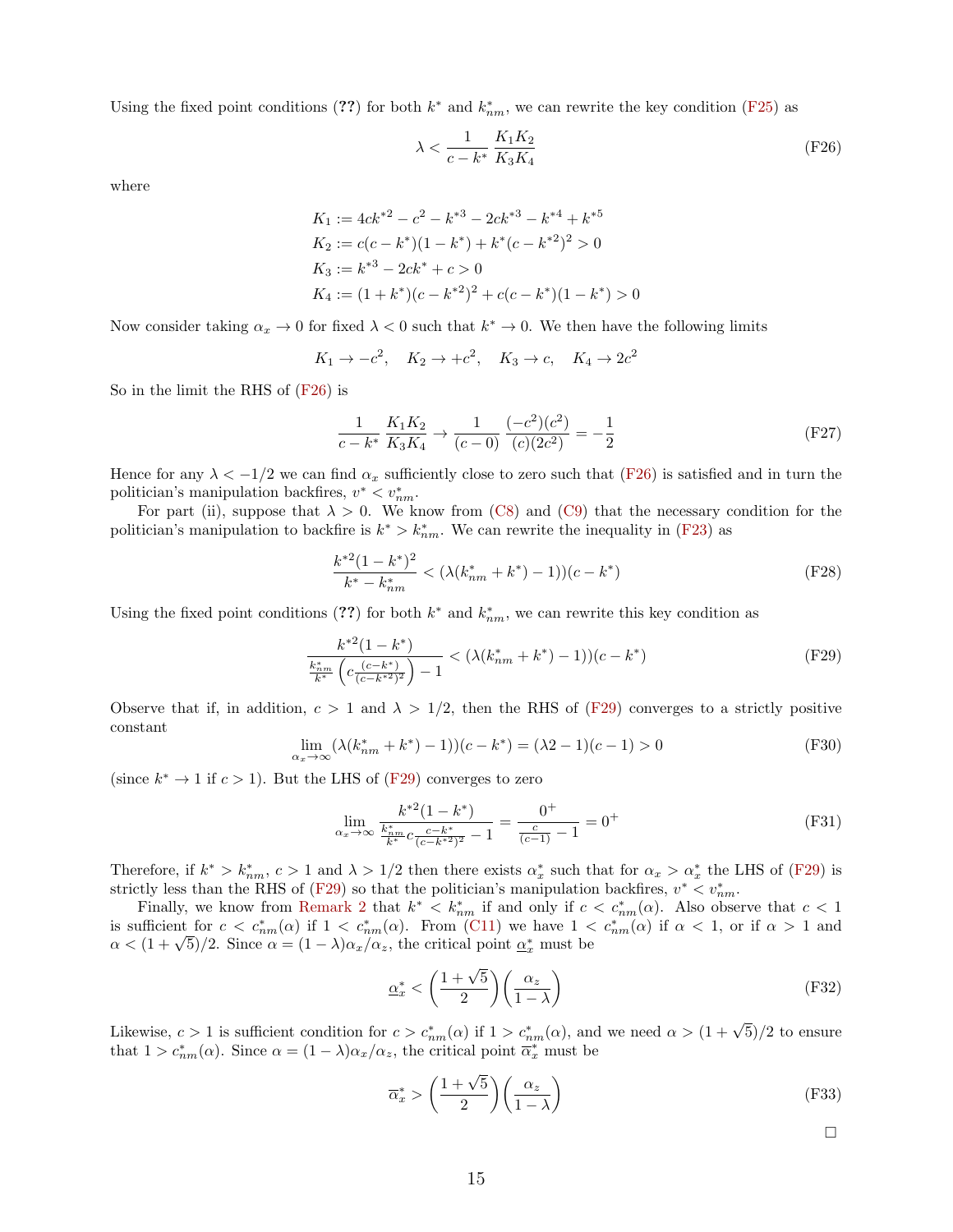Using the fixed point conditions (**??**) for both $k^*$ and $k^*_{nm}$, we can rewrite the key condition (F25) as

$$\lambda < \frac{1}{c - k^*} \frac{K_1 K_2}{K_3 K_4} \tag{F26}$$

where

$$\begin{aligned}
K_1 &:= 4ck^{*2} - c^2 - k^{*3} - 2ck^{*3} - k^{*4} + k^{*5} \\
K_2 &:= c(c - k^*)(1 - k^*) + k^*(c - k^{*2})^2 > 0 \\
K_3 &:= k^{*3} - 2ck^* + c > 0 \\
K_4 &:= (1 + k^*)(c - k^{*2})^2 + c(c - k^*)(1 - k^*) > 0
\end{aligned}$$

Now consider taking $\alpha_x \to 0$ for fixed $\lambda < 0$ such that $k^* \to 0$. We then have the following limits

$$K_1 \to -c^2, \quad K_2 \to +c^2, \quad K_3 \to c, \quad K_4 \to 2c^2$$

So in the limit the RHS of (F26) is

$$\frac{1}{c - k^*} \frac{K_1 K_2}{K_3 K_4} \to \frac{1}{(c - 0)} \frac{(-c^2)(c^2)}{(c)(2c^2)} = -\frac{1}{2} \tag{F27}$$

Hence for any $\lambda < -1/2$ we can find $\alpha_x$ sufficiently close to zero such that (F26) is satisfied and in turn the politician's manipulation backfires, $v^* < v^*_{nm}$.

For part (ii), suppose that $\lambda > 0$. We know from (C8) and (C9) that the necessary condition for the politician's manipulation to backfire is $k^* > k^*_{nm}$. We can rewrite the inequality in (F23) as

$$\frac{k^{*2}(1 - k^*)^2}{k^* - k^*_{nm}} < (\lambda(k^*_{nm} + k^*) - 1))(c - k^*) \tag{F28}$$

Using the fixed point conditions (**??**) for both $k^*$ and $k^*_{nm}$, we can rewrite this key condition as

$$\frac{k^{*2}(1 - k^*)}{\frac{k^*_{nm}}{k^*}\left(c\frac{(c-k^*)}{(c-k^{*2})^2}\right) - 1} < (\lambda(k^*_{nm} + k^*) - 1))(c - k^*) \tag{F29}$$

Observe that if, in addition, $c > 1$ and $\lambda > 1/2$, then the RHS of (F29) converges to a strictly positive constant

$$\lim_{\alpha_x \to \infty} (\lambda(k^*_{nm} + k^*) - 1))(c - k^*) = (\lambda 2 - 1)(c - 1) > 0 \tag{F30}$$

(since $k^* \to 1$ if $c > 1$). But the LHS of (F29) converges to zero

$$\lim_{\alpha_x \to \infty} \frac{k^{*2}(1 - k^*)}{\frac{k^*_{nm}}{k^*} c \frac{c-k^*}{(c-k^{*2})^2} - 1} = \frac{0^+}{\frac{c}{(c-1)} - 1} = 0^+ \tag{F31}$$

Therefore, if $k^* > k^*_{nm}$, $c > 1$ and $\lambda > 1/2$ then there exists $\alpha^*_x$ such that for $\alpha_x > \alpha^*_x$ the LHS of (F29) is strictly less than the RHS of (F29) so that the politician's manipulation backfires, $v^* < v^*_{nm}$.

Finally, we know from Remark 2 that $k^* < k^*_{nm}$ if and only if $c < c^*_{nm}(\alpha)$. Also observe that $c < 1$ is sufficient for $c < c^*_{nm}(\alpha)$ if $1 < c^*_{nm}(\alpha)$. From (C11) we have $1 < c^*_{nm}(\alpha)$ if $\alpha < 1$, or if $\alpha > 1$ and $\alpha < (1 + \sqrt{5})/2$. Since $\alpha = (1 - \lambda)\alpha_x/\alpha_z$, the critical point $\underline{\alpha}^*_x$ must be

$$\underline{\alpha}^*_x < \left(\frac{1 + \sqrt{5}}{2}\right)\left(\frac{\alpha_z}{1 - \lambda}\right) \tag{F32}$$

Likewise, $c > 1$ is sufficient condition for $c > c^*_{nm}(\alpha)$ if $1 > c^*_{nm}(\alpha)$, and we need $\alpha > (1 + \sqrt{5})/2$ to ensure that $1 > c^*_{nm}(\alpha)$. Since $\alpha = (1 - \lambda)\alpha_x/\alpha_z$, the critical point $\overline{\alpha}^*_x$ must be

$$\overline{\alpha}^*_x > \left(\frac{1 + \sqrt{5}}{2}\right)\left(\frac{\alpha_z}{1 - \lambda}\right) \tag{F33}$$

□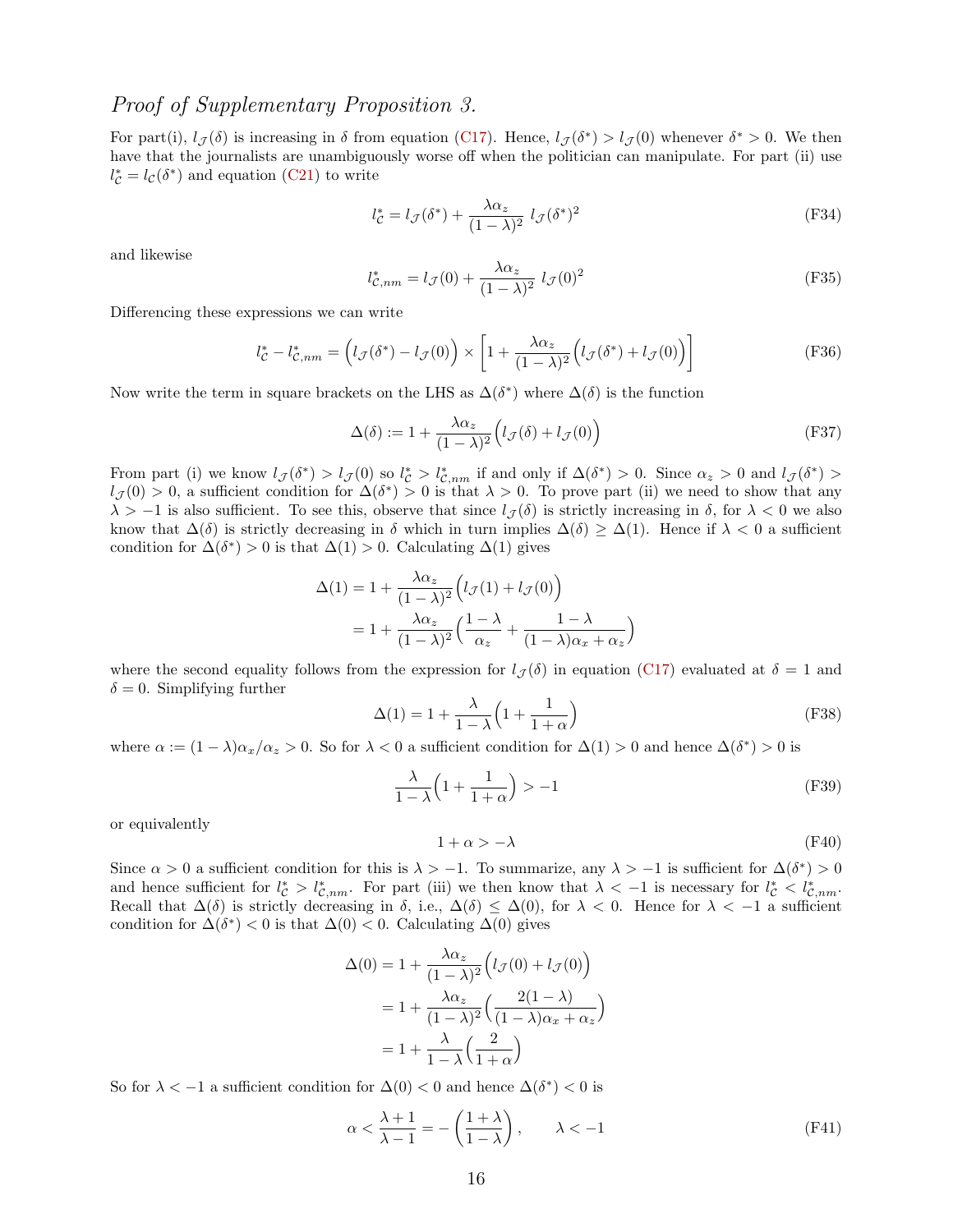*Proof of Supplementary Proposition 3.*

For part(i), $l_{\mathcal{J}}(\delta)$ is increasing in $\delta$ from equation (C17). Hence, $l_{\mathcal{J}}(\delta^*) > l_{\mathcal{J}}(0)$ whenever $\delta^* > 0$. We then have that the journalists are unambiguously worse off when the politician can manipulate. For part (ii) use $l^*_{\mathcal{C}} = l_{\mathcal{C}}(\delta^*)$ and equation (C21) to write

$$l^*_{\mathcal{C}} = l_{\mathcal{J}}(\delta^*) + \frac{\lambda \alpha_z}{(1-\lambda)^2}\; l_{\mathcal{J}}(\delta^*)^2 \tag{F34}$$

and likewise

$$l^*_{\mathcal{C},nm} = l_{\mathcal{J}}(0) + \frac{\lambda \alpha_z}{(1-\lambda)^2}\; l_{\mathcal{J}}(0)^2 \tag{F35}$$

Differencing these expressions we can write

$$l^*_{\mathcal{C}} - l^*_{\mathcal{C},nm} = \Big(l_{\mathcal{J}}(\delta^*) - l_{\mathcal{J}}(0)\Big) \times \left[1 + \frac{\lambda \alpha_z}{(1-\lambda)^2}\Big(l_{\mathcal{J}}(\delta^*) + l_{\mathcal{J}}(0)\Big)\right] \tag{F36}$$

Now write the term in square brackets on the LHS as $\Delta(\delta^*)$ where $\Delta(\delta)$ is the function

$$\Delta(\delta) := 1 + \frac{\lambda \alpha_z}{(1-\lambda)^2}\Big(l_{\mathcal{J}}(\delta) + l_{\mathcal{J}}(0)\Big) \tag{F37}$$

From part (i) we know $l_{\mathcal{J}}(\delta^*) > l_{\mathcal{J}}(0)$ so $l^*_{\mathcal{C}} > l^*_{\mathcal{C},nm}$ if and only if $\Delta(\delta^*) > 0$. Since $\alpha_z > 0$ and $l_{\mathcal{J}}(\delta^*) > l_{\mathcal{J}}(0) > 0$, a sufficient condition for $\Delta(\delta^*) > 0$ is that $\lambda > 0$. To prove part (ii) we need to show that any $\lambda > -1$ is also sufficient. To see this, observe that since $l_{\mathcal{J}}(\delta)$ is strictly increasing in $\delta$, for $\lambda < 0$ we also know that $\Delta(\delta)$ is strictly decreasing in $\delta$ which in turn implies $\Delta(\delta) \geq \Delta(1)$. Hence if $\lambda < 0$ a sufficient condition for $\Delta(\delta^*) > 0$ is that $\Delta(1) > 0$. Calculating $\Delta(1)$ gives

$$\begin{aligned}
\Delta(1) &= 1 + \frac{\lambda \alpha_z}{(1-\lambda)^2}\Big(l_{\mathcal{J}}(1) + l_{\mathcal{J}}(0)\Big) \\
&= 1 + \frac{\lambda \alpha_z}{(1-\lambda)^2}\Big(\frac{1-\lambda}{\alpha_z} + \frac{1-\lambda}{(1-\lambda)\alpha_x + \alpha_z}\Big)
\end{aligned}$$

where the second equality follows from the expression for $l_{\mathcal{J}}(\delta)$ in equation (C17) evaluated at $\delta = 1$ and $\delta = 0$. Simplifying further

$$\Delta(1) = 1 + \frac{\lambda}{1-\lambda}\Big(1 + \frac{1}{1+\alpha}\Big) \tag{F38}$$

where $\alpha := (1-\lambda)\alpha_x/\alpha_z > 0$. So for $\lambda < 0$ a sufficient condition for $\Delta(1) > 0$ and hence $\Delta(\delta^*) > 0$ is

$$\frac{\lambda}{1-\lambda}\Big(1 + \frac{1}{1+\alpha}\Big) > -1 \tag{F39}$$

or equivalently

$$1 + \alpha > -\lambda \tag{F40}$$

Since $\alpha > 0$ a sufficient condition for this is $\lambda > -1$. To summarize, any $\lambda > -1$ is sufficient for $\Delta(\delta^*) > 0$ and hence sufficient for $l^*_{\mathcal{C}} > l^*_{\mathcal{C},nm}$. For part (iii) we then know that $\lambda < -1$ is necessary for $l^*_{\mathcal{C}} < l^*_{\mathcal{C},nm}$. Recall that $\Delta(\delta)$ is strictly decreasing in $\delta$, i.e., $\Delta(\delta) \leq \Delta(0)$, for $\lambda < 0$. Hence for $\lambda < -1$ a sufficient condition for $\Delta(\delta^*) < 0$ is that $\Delta(0) < 0$. Calculating $\Delta(0)$ gives

$$\begin{aligned}
\Delta(0) &= 1 + \frac{\lambda \alpha_z}{(1-\lambda)^2}\Big(l_{\mathcal{J}}(0) + l_{\mathcal{J}}(0)\Big) \\
&= 1 + \frac{\lambda \alpha_z}{(1-\lambda)^2}\Big(\frac{2(1-\lambda)}{(1-\lambda)\alpha_x + \alpha_z}\Big) \\
&= 1 + \frac{\lambda}{1-\lambda}\Big(\frac{2}{1+\alpha}\Big)
\end{aligned}$$

So for $\lambda < -1$ a sufficient condition for $\Delta(0) < 0$ and hence $\Delta(\delta^*) < 0$ is

$$\alpha < \frac{\lambda+1}{\lambda-1} = -\left(\frac{1+\lambda}{1-\lambda}\right), \qquad \lambda < -1 \tag{F41}$$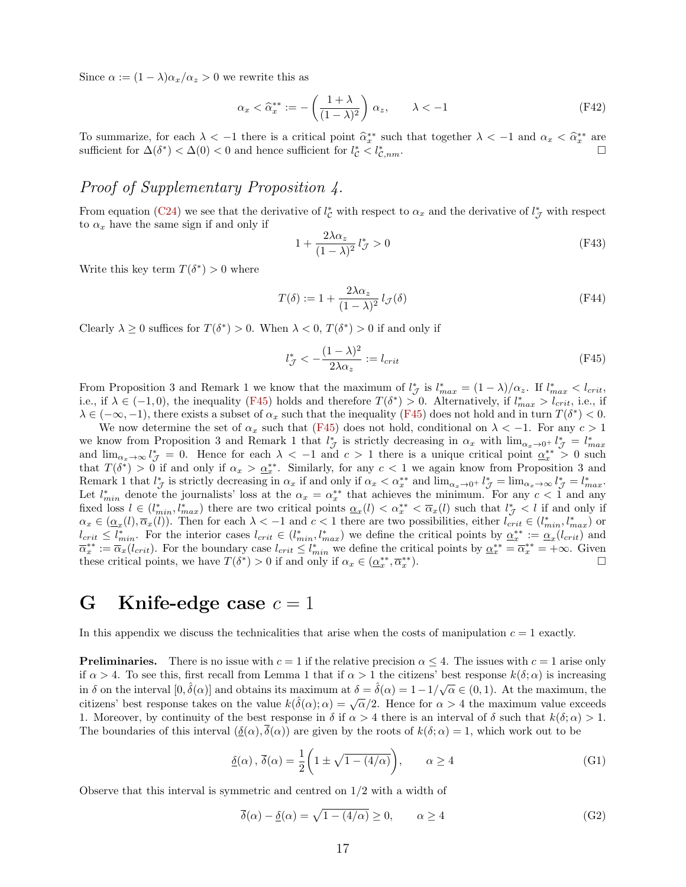Since $\alpha := (1-\lambda)\alpha_x/\alpha_z > 0$ we rewrite this as

$$\alpha_x < \widehat{\alpha}_x^{**} := -\left(\frac{1+\lambda}{(1-\lambda)^2}\right)\alpha_z, \qquad \lambda < -1 \tag{F42}$$

To summarize, for each $\lambda < -1$ there is a critical point $\widehat{\alpha}_x^{**}$ such that together $\lambda < -1$ and $\alpha_x < \widehat{\alpha}_x^{**}$ are sufficient for $\Delta(\delta^*) < \Delta(0) < 0$ and hence sufficient for $l_{\mathcal{C}}^* < l_{\mathcal{C},nm}^*$. □

### *Proof of Supplementary Proposition 4.*

From equation (C24) we see that the derivative of $l_{\mathcal{C}}^*$ with respect to $\alpha_x$ and the derivative of $l_{\mathcal{J}}^*$ with respect to $\alpha_x$ have the same sign if and only if

$$1 + \frac{2\lambda\alpha_z}{(1-\lambda)^2}\, l_{\mathcal{J}}^* > 0 \tag{F43}$$

Write this key term $T(\delta^*) > 0$ where

$$T(\delta) := 1 + \frac{2\lambda\alpha_z}{(1-\lambda)^2}\, l_{\mathcal{J}}(\delta) \tag{F44}$$

Clearly $\lambda \geq 0$ suffices for $T(\delta^*) > 0$. When $\lambda < 0$, $T(\delta^*) > 0$ if and only if

$$l_{\mathcal{J}}^* < -\frac{(1-\lambda)^2}{2\lambda\alpha_z} := l_{crit} \tag{F45}$$

From Proposition 3 and Remark 1 we know that the maximum of $l_{\mathcal{J}}^*$ is $l_{max}^* = (1-\lambda)/\alpha_z$. If $l_{max}^* < l_{crit}$, i.e., if $\lambda \in (-1, 0)$, the inequality (F45) holds and therefore $T(\delta^*) > 0$. Alternatively, if $l_{max}^* > l_{crit}$, i.e., if $\lambda \in (-\infty, -1)$, there exists a subset of $\alpha_x$ such that the inequality (F45) does not hold and in turn $T(\delta^*) < 0$.

We now determine the set of $\alpha_x$ such that (F45) does not hold, conditional on $\lambda < -1$. For any $c > 1$ we know from Proposition 3 and Remark 1 that $l_{\mathcal{J}}^*$ is strictly decreasing in $\alpha_x$ with $\lim_{\alpha_x \to 0^+} l_{\mathcal{J}}^* = l_{max}^*$ and $\lim_{\alpha_x \to \infty} l_{\mathcal{J}}^* = 0$. Hence for each $\lambda < -1$ and $c > 1$ there is a unique critical point $\underline{\alpha}_x^{**} > 0$ such that $T(\delta^*) > 0$ if and only if $\alpha_x > \underline{\alpha}_x^{**}$. Similarly, for any $c < 1$ we again know from Proposition 3 and Remark 1 that $l_{\mathcal{J}}^*$ is strictly decreasing in $\alpha_x$ if and only if $\alpha_x < \alpha_x^{**}$ and $\lim_{\alpha_x \to 0^+} l_{\mathcal{J}}^* = \lim_{\alpha_x \to \infty} l_{\mathcal{J}}^* = l_{max}^*$. Let $l_{min}^*$ denote the journalists' loss at the $\alpha_x = \alpha_x^{**}$ that achieves the minimum. For any $c < 1$ and any fixed loss $l \in (l_{min}^*, l_{max}^*)$ there are two critical points $\underline{\alpha}_x(l) < \alpha_x^{**} < \overline{\alpha}_x(l)$ such that $l_{\mathcal{J}}^* < l$ if and only if $\alpha_x \in (\underline{\alpha}_x(l), \overline{\alpha}_x(l))$. Then for each $\lambda < -1$ and $c < 1$ there are two possibilities, either $l_{crit} \in (l_{min}^*, l_{max}^*)$ or $l_{crit} \leq l_{min}^*$. For the interior cases $l_{crit} \in (l_{min}^*, l_{max}^*)$ we define the critical points by $\underline{\alpha}_x^{**} := \underline{\alpha}_x(l_{crit})$ and $\overline{\alpha}_x^{**} := \overline{\alpha}_x(l_{crit})$. For the boundary case $l_{crit} \leq l_{min}^*$ we define the critical points by $\underline{\alpha}_x^{**} = \overline{\alpha}_x^{**} = +\infty$. Given these critical points, we have $T(\delta^*) > 0$ if and only if $\alpha_x \in (\underline{\alpha}_x^{**}, \overline{\alpha}_x^{**})$. □

# G Knife-edge case $c = 1$

In this appendix we discuss the technicalities that arise when the costs of manipulation $c = 1$ exactly.

**Preliminaries.** There is no issue with $c = 1$ if the relative precision $\alpha \leq 4$. The issues with $c = 1$ arise only if $\alpha > 4$. To see this, first recall from Lemma 1 that if $\alpha > 1$ the citizens' best response $k(\delta; \alpha)$ is increasing in $\delta$ on the interval $[0, \hat{\delta}(\alpha)]$ and obtains its maximum at $\delta = \hat{\delta}(\alpha) = 1 - 1/\sqrt{\alpha} \in (0, 1)$. At the maximum, the citizens' best response takes on the value $k(\hat{\delta}(\alpha); \alpha) = \sqrt{\alpha}/2$. Hence for $\alpha > 4$ the maximum value exceeds 1. Moreover, by continuity of the best response in $\delta$ if $\alpha > 4$ there is an interval of $\delta$ such that $k(\delta; \alpha) > 1$. The boundaries of this interval $(\underline{\delta}(\alpha), \overline{\delta}(\alpha))$ are given by the roots of $k(\delta; \alpha) = 1$, which work out to be

$$\underline{\delta}(\alpha)\,,\, \overline{\delta}(\alpha) = \frac{1}{2}\left(1 \pm \sqrt{1 - (4/\alpha)}\right), \qquad \alpha \geq 4 \tag{G1}$$

Observe that this interval is symmetric and centred on $1/2$ with a width of

$$\overline{\delta}(\alpha) - \underline{\delta}(\alpha) = \sqrt{1 - (4/\alpha)} \geq 0, \qquad \alpha \geq 4 \tag{G2}$$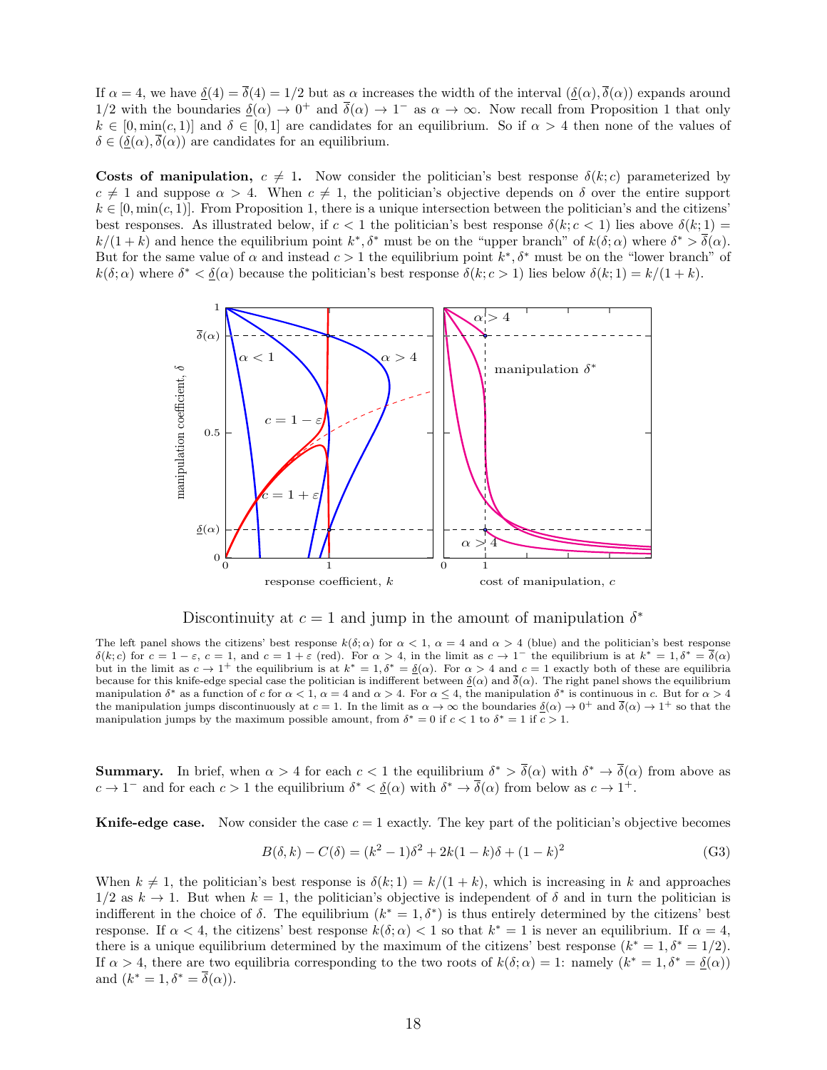If $\alpha = 4$, we have $\underline{\delta}(4) = \overline{\delta}(4) = 1/2$ but as $\alpha$ increases the width of the interval $(\underline{\delta}(\alpha), \overline{\delta}(\alpha))$ expands around $1/2$ with the boundaries $\underline{\delta}(\alpha) \to 0^+$ and $\overline{\delta}(\alpha) \to 1^-$ as $\alpha \to \infty$. Now recall from Proposition 1 that only $k \in [0, \min(c, 1)]$ and $\delta \in [0, 1]$ are candidates for an equilibrium. So if $\alpha > 4$ then none of the values of $\delta \in (\underline{\delta}(\alpha), \overline{\delta}(\alpha))$ are candidates for an equilibrium.

**Costs of manipulation, $c \neq 1$.** Now consider the politician's best response $\delta(k; c)$ parameterized by $c \neq 1$ and suppose $\alpha > 4$. When $c \neq 1$, the politician's objective depends on $\delta$ over the entire support $k \in [0, \min(c, 1)]$. From Proposition 1, there is a unique intersection between the politician's and the citizens' best responses. As illustrated below, if $c < 1$ the politician's best response $\delta(k; c < 1)$ lies above $\delta(k; 1) = k/(1 + k)$ and hence the equilibrium point $k^*, \delta^*$ must be on the "upper branch" of $k(\delta; \alpha)$ where $\delta^* > \overline{\delta}(\alpha)$. But for the same value of $\alpha$ and instead $c > 1$ the equilibrium point $k^*, \delta^*$ must be on the "lower branch" of $k(\delta; \alpha)$ where $\delta^* < \underline{\delta}(\alpha)$ because the politician's best response $\delta(k; c > 1)$ lies below $\delta(k; 1) = k/(1 + k)$.

Discontinuity at $c = 1$ and jump in the amount of manipulation $\delta^*$

The left panel shows the citizens' best response $k(\delta; \alpha)$ for $\alpha < 1$, $\alpha = 4$ and $\alpha > 4$ (blue) and the politician's best response $\delta(k; c)$ for $c = 1 - \varepsilon$, $c = 1$, and $c = 1 + \varepsilon$ (red). For $\alpha > 4$, in the limit as $c \to 1^-$ the equilibrium is at $k^* = 1, \delta^* = \overline{\delta}(\alpha)$ but in the limit as $c \to 1^+$ the equilibrium is at $k^* = 1, \delta^* = \underline{\delta}(\alpha)$. For $\alpha > 4$ and $c = 1$ exactly both of these are equilibria because for this knife-edge special case the politician is indifferent between $\underline{\delta}(\alpha)$ and $\overline{\delta}(\alpha)$. The right panel shows the equilibrium manipulation $\delta^*$ as a function of $c$ for $\alpha < 1$, $\alpha = 4$ and $\alpha > 4$. For $\alpha \leq 4$, the manipulation $\delta^*$ is continuous in $c$. But for $\alpha > 4$ the manipulation jumps discontinuously at $c = 1$. In the limit as $\alpha \to \infty$ the boundaries $\underline{\delta}(\alpha) \to 0^+$ and $\overline{\delta}(\alpha) \to 1^+$ so that the manipulation jumps by the maximum possible amount, from $\delta^* = 0$ if $c < 1$ to $\delta^* = 1$ if $c > 1$.

**Summary.** In brief, when $\alpha > 4$ for each $c < 1$ the equilibrium $\delta^* > \overline{\delta}(\alpha)$ with $\delta^* \to \overline{\delta}(\alpha)$ from above as $c \to 1^-$ and for each $c > 1$ the equilibrium $\delta^* < \underline{\delta}(\alpha)$ with $\delta^* \to \overline{\delta}(\alpha)$ from below as $c \to 1^+$.

**Knife-edge case.** Now consider the case $c = 1$ exactly. The key part of the politician's objective becomes

$$B(\delta, k) - C(\delta) = (k^2 - 1)\delta^2 + 2k(1 - k)\delta + (1 - k)^2 \tag{G3}$$

When $k \neq 1$, the politician's best response is $\delta(k; 1) = k/(1 + k)$, which is increasing in $k$ and approaches $1/2$ as $k \to 1$. But when $k = 1$, the politician's objective is independent of $\delta$ and in turn the politician is indifferent in the choice of $\delta$. The equilibrium $(k^* = 1, \delta^*)$ is thus entirely determined by the citizens' best response. If $\alpha < 4$, the citizens' best response $k(\delta; \alpha) < 1$ so that $k^* = 1$ is never an equilibrium. If $\alpha = 4$, there is a unique equilibrium determined by the maximum of the citizens' best response $(k^* = 1, \delta^* = 1/2)$. If $\alpha > 4$, there are two equilibria corresponding to the two roots of $k(\delta; \alpha) = 1$: namely $(k^* = 1, \delta^* = \underline{\delta}(\alpha))$ and $(k^* = 1, \delta^* = \overline{\delta}(\alpha))$.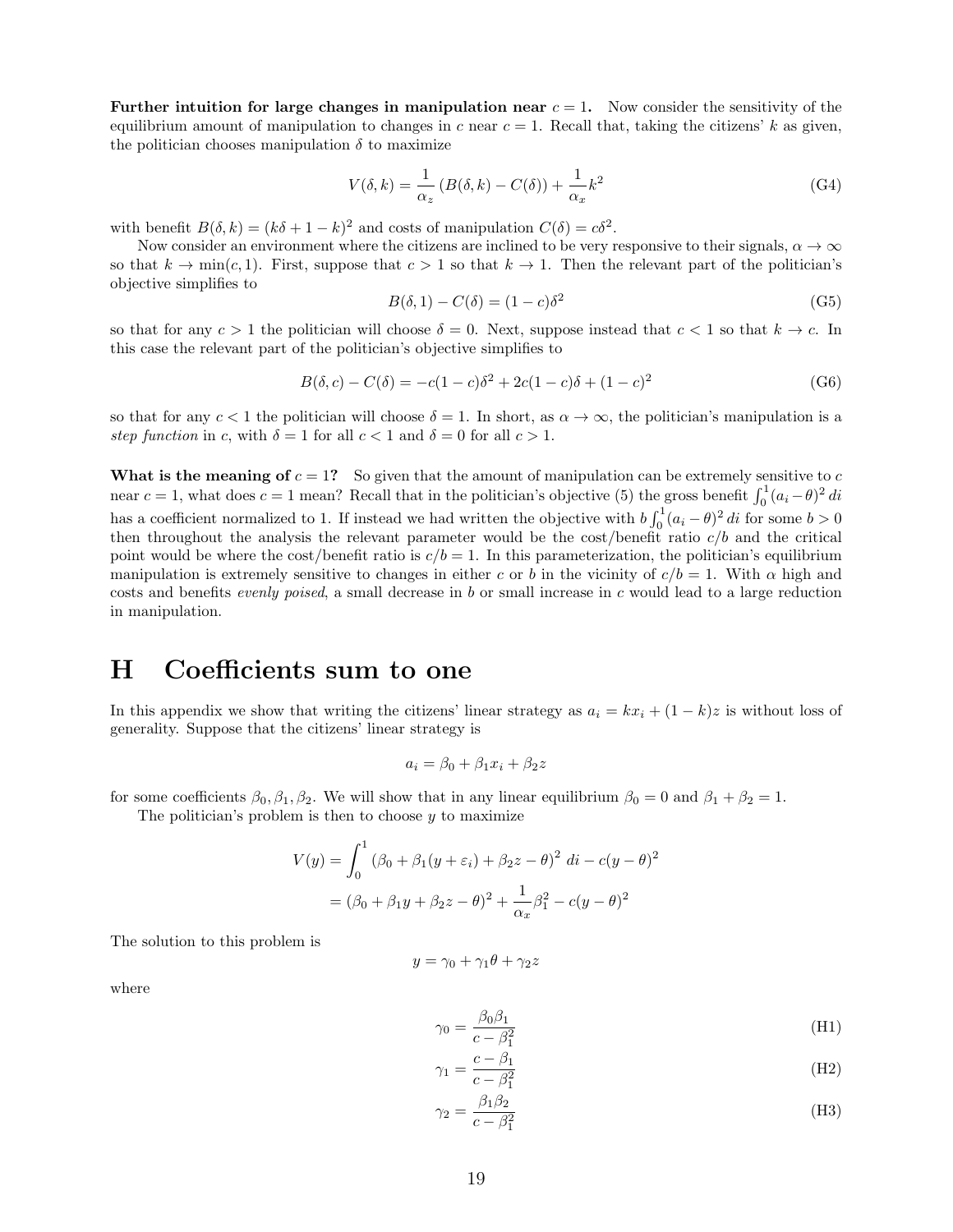**Further intuition for large changes in manipulation near $c = 1$.** Now consider the sensitivity of the equilibrium amount of manipulation to changes in $c$ near $c = 1$. Recall that, taking the citizens' $k$ as given, the politician chooses manipulation $\delta$ to maximize

$$V(\delta, k) = \frac{1}{\alpha_z}\left(B(\delta, k) - C(\delta)\right) + \frac{1}{\alpha_x}k^2 \tag{G4}$$

with benefit $B(\delta, k) = (k\delta + 1 - k)^2$ and costs of manipulation $C(\delta) = c\delta^2$.

Now consider an environment where the citizens are inclined to be very responsive to their signals, $\alpha \to \infty$ so that $k \to \min(c, 1)$. First, suppose that $c > 1$ so that $k \to 1$. Then the relevant part of the politician's objective simplifies to

$$B(\delta, 1) - C(\delta) = (1 - c)\delta^2 \tag{G5}$$

so that for any $c > 1$ the politician will choose $\delta = 0$. Next, suppose instead that $c < 1$ so that $k \to c$. In this case the relevant part of the politician's objective simplifies to

$$B(\delta, c) - C(\delta) = -c(1 - c)\delta^2 + 2c(1 - c)\delta + (1 - c)^2 \tag{G6}$$

so that for any $c < 1$ the politician will choose $\delta = 1$. In short, as $\alpha \to \infty$, the politician's manipulation is a *step function* in $c$, with $\delta = 1$ for all $c < 1$ and $\delta = 0$ for all $c > 1$.

**What is the meaning of $c = 1$?** So given that the amount of manipulation can be extremely sensitive to $c$ near $c = 1$, what does $c = 1$ mean? Recall that in the politician's objective (5) the gross benefit $\int_0^1 (a_i - \theta)^2\, di$ has a coefficient normalized to 1. If instead we had written the objective with $b\int_0^1 (a_i - \theta)^2\, di$ for some $b > 0$ then throughout the analysis the relevant parameter would be the cost/benefit ratio $c/b$ and the critical point would be where the cost/benefit ratio is $c/b = 1$. In this parameterization, the politician's equilibrium manipulation is extremely sensitive to changes in either $c$ or $b$ in the vicinity of $c/b = 1$. With $\alpha$ high and costs and benefits *evenly poised*, a small decrease in $b$ or small increase in $c$ would lead to a large reduction in manipulation.

# H Coefficients sum to one

In this appendix we show that writing the citizens' linear strategy as $a_i = kx_i + (1 - k)z$ is without loss of generality. Suppose that the citizens' linear strategy is

$$a_i = \beta_0 + \beta_1 x_i + \beta_2 z$$

for some coefficients $\beta_0, \beta_1, \beta_2$. We will show that in any linear equilibrium $\beta_0 = 0$ and $\beta_1 + \beta_2 = 1$.

The politician's problem is then to choose $y$ to maximize

$$\begin{aligned}
V(y) &= \int_0^1 \left(\beta_0 + \beta_1(y + \varepsilon_i) + \beta_2 z - \theta\right)^2\, di - c(y - \theta)^2 \\
&= (\beta_0 + \beta_1 y + \beta_2 z - \theta)^2 + \frac{1}{\alpha_x}\beta_1^2 - c(y - \theta)^2
\end{aligned}$$

The solution to this problem is

$$y = \gamma_0 + \gamma_1\theta + \gamma_2 z$$

where

$$\gamma_0 = \frac{\beta_0\beta_1}{c - \beta_1^2} \tag{H1}$$

$$\gamma_1 = \frac{c - \beta_1}{c - \beta_1^2} \tag{H2}$$

$$\gamma_2 = \frac{\beta_1\beta_2}{c - \beta_1^2} \tag{H3}$$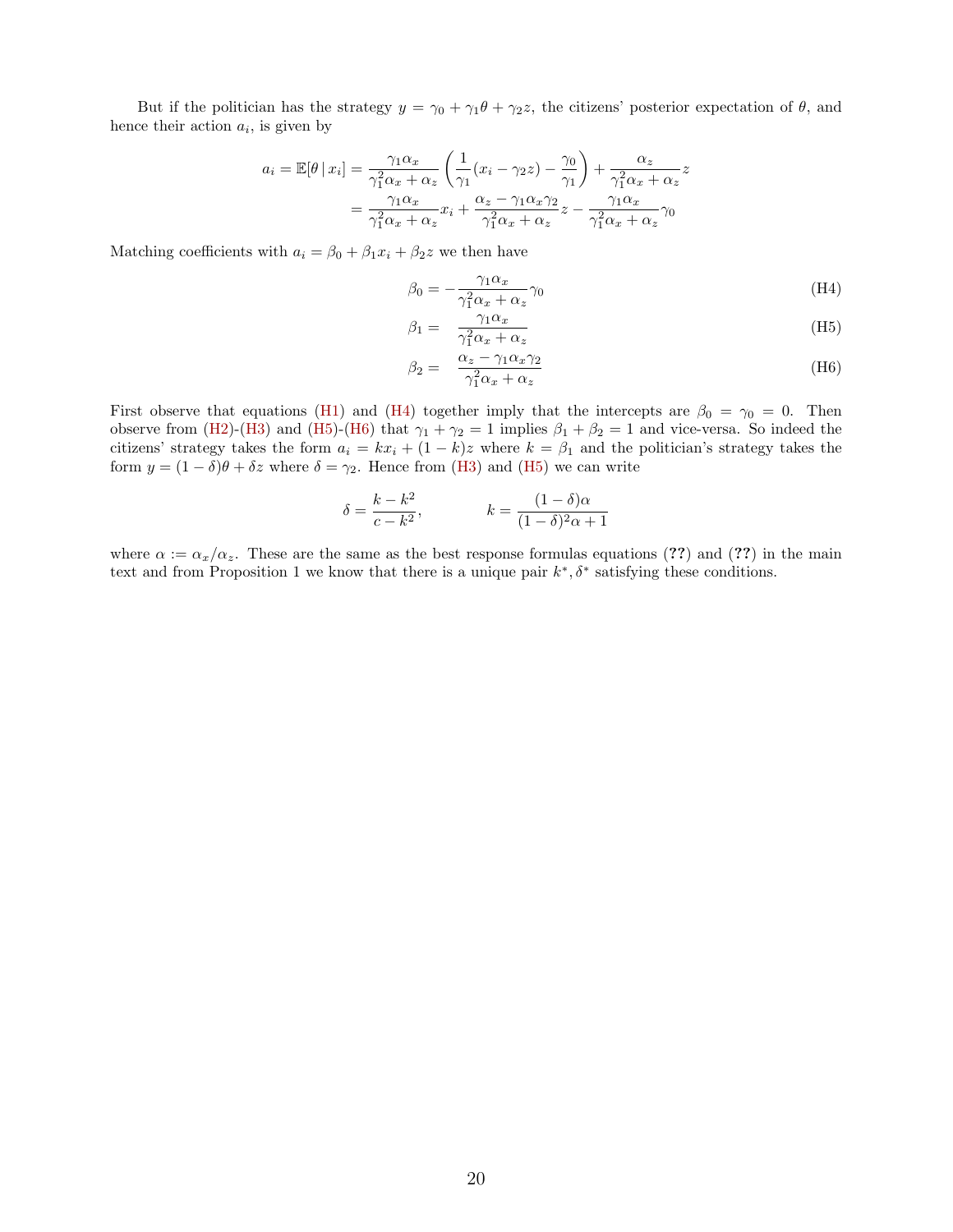But if the politician has the strategy $y = \gamma_0 + \gamma_1\theta + \gamma_2 z$, the citizens' posterior expectation of $\theta$, and hence their action $a_i$, is given by

$$
\begin{aligned}
a_i = \mathbb{E}[\theta \,|\, x_i] &= \frac{\gamma_1\alpha_x}{\gamma_1^2\alpha_x + \alpha_z}\left(\frac{1}{\gamma_1}(x_i - \gamma_2 z) - \frac{\gamma_0}{\gamma_1}\right) + \frac{\alpha_z}{\gamma_1^2\alpha_x + \alpha_z} z \\
&= \frac{\gamma_1\alpha_x}{\gamma_1^2\alpha_x + \alpha_z} x_i + \frac{\alpha_z - \gamma_1\alpha_x\gamma_2}{\gamma_1^2\alpha_x + \alpha_z} z - \frac{\gamma_1\alpha_x}{\gamma_1^2\alpha_x + \alpha_z}\gamma_0
\end{aligned}
$$

Matching coefficients with $a_i = \beta_0 + \beta_1 x_i + \beta_2 z$ we then have

$$
\beta_0 = -\frac{\gamma_1\alpha_x}{\gamma_1^2\alpha_x + \alpha_z}\gamma_0 \tag{H4}
$$

$$
\beta_1 = \frac{\gamma_1\alpha_x}{\gamma_1^2\alpha_x + \alpha_z} \tag{H5}
$$

$$
\beta_2 = \frac{\alpha_z - \gamma_1\alpha_x\gamma_2}{\gamma_1^2\alpha_x + \alpha_z} \tag{H6}
$$

First observe that equations (H1) and (H4) together imply that the intercepts are $\beta_0 = \gamma_0 = 0$. Then observe from (H2)-(H3) and (H5)-(H6) that $\gamma_1 + \gamma_2 = 1$ implies $\beta_1 + \beta_2 = 1$ and vice-versa. So indeed the citizens' strategy takes the form $a_i = kx_i + (1-k)z$ where $k = \beta_1$ and the politician's strategy takes the form $y = (1-\delta)\theta + \delta z$ where $\delta = \gamma_2$. Hence from (H3) and (H5) we can write

$$
\delta = \frac{k - k^2}{c - k^2}, \qquad k = \frac{(1-\delta)\alpha}{(1-\delta)^2\alpha + 1}
$$

where $\alpha := \alpha_x/\alpha_z$. These are the same as the best response formulas equations (**??**) and (**??**) in the main text and from Proposition 1 we know that there is a unique pair $k^*, \delta^*$ satisfying these conditions.